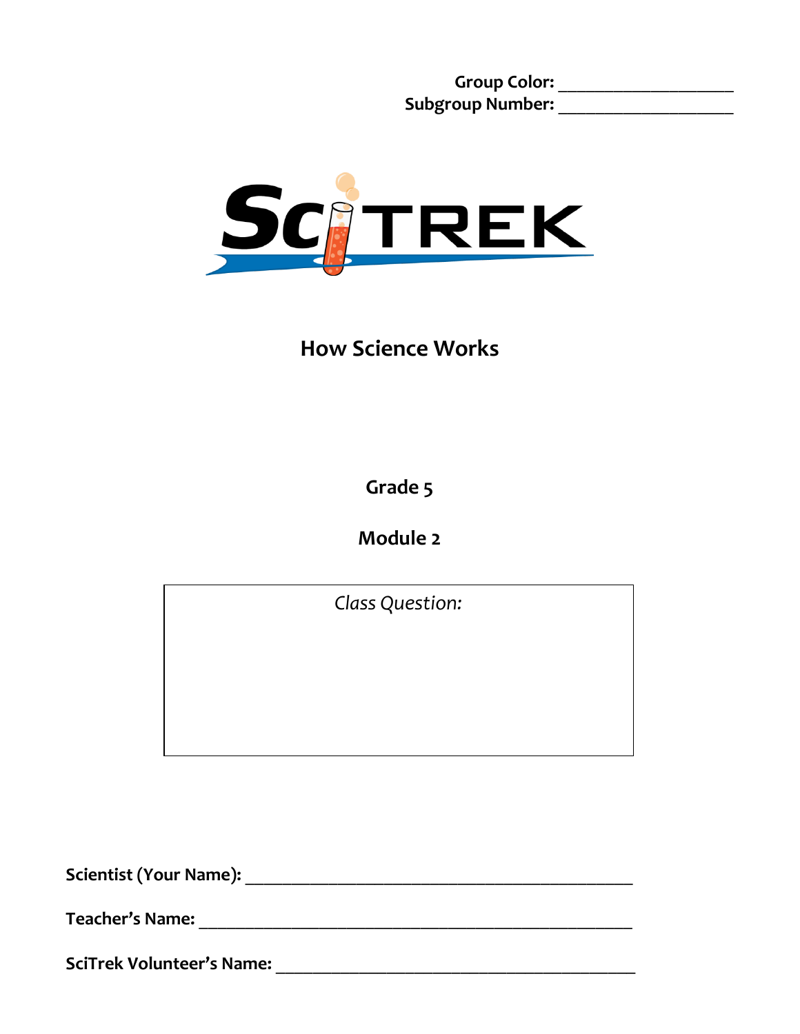**Group Color:** ____________________

**Subgroup Number:** ____________________

SciTREK

# How Science Works

## Grade 5

## Module 2

*Class Question:*

**Scientist (Your Name):** ____________________________________________

**Teacher's Name:** ____________________________________________

**SciTrek Volunteer's Name:** ____________________________________________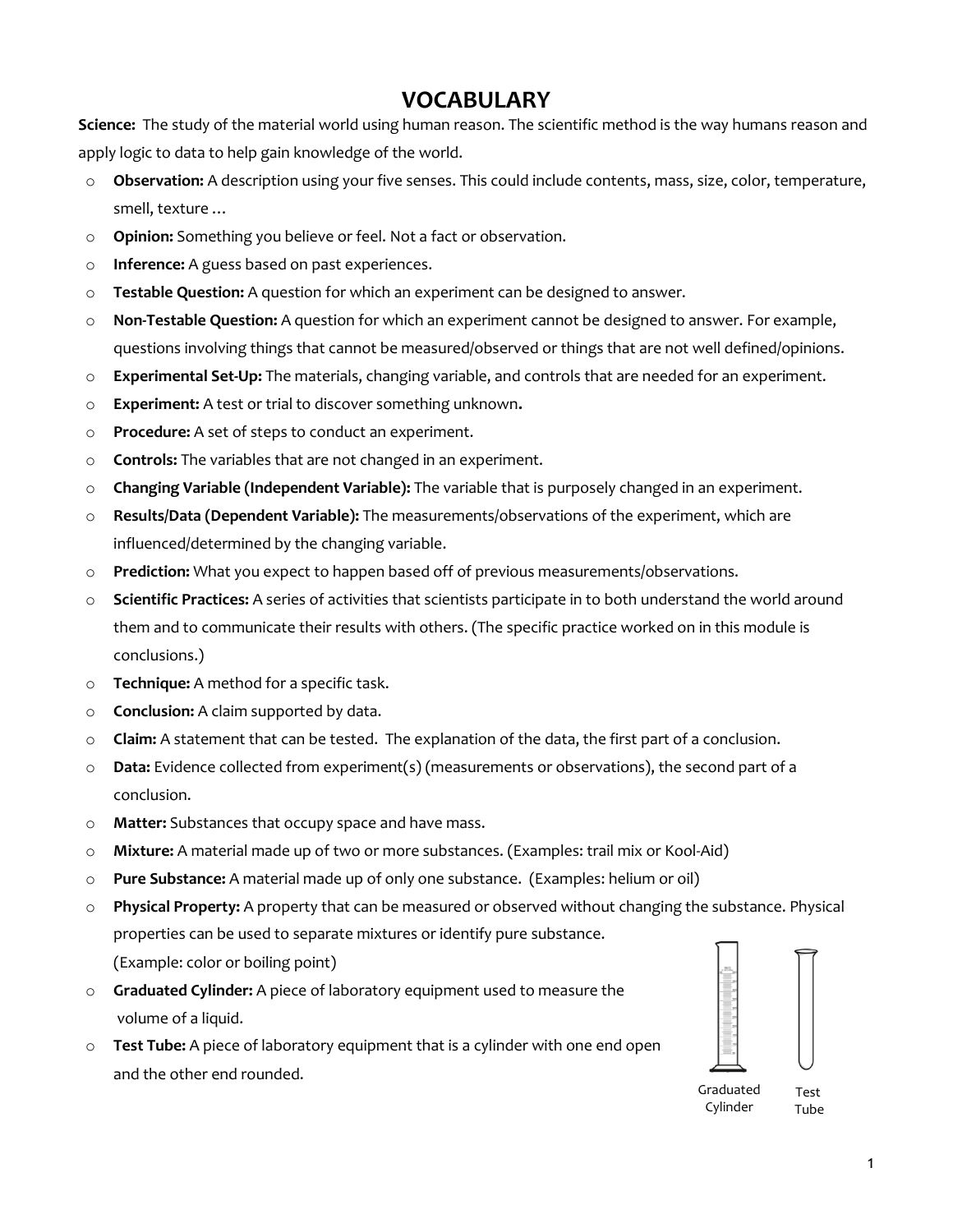# VOCABULARY

**Science:** The study of the material world using human reason. The scientific method is the way humans reason and apply logic to data to help gain knowledge of the world.

- **Observation:** A description using your five senses. This could include contents, mass, size, color, temperature, smell, texture …
- **Opinion:** Something you believe or feel. Not a fact or observation.
- **Inference:** A guess based on past experiences.
- **Testable Question:** A question for which an experiment can be designed to answer.
- **Non-Testable Question:** A question for which an experiment cannot be designed to answer. For example, questions involving things that cannot be measured/observed or things that are not well defined/opinions.
- **Experimental Set-Up:** The materials, changing variable, and controls that are needed for an experiment.
- **Experiment:** A test or trial to discover something unknown**.**
- **Procedure:** A set of steps to conduct an experiment.
- **Controls:** The variables that are not changed in an experiment.
- **Changing Variable (Independent Variable):** The variable that is purposely changed in an experiment.
- **Results/Data (Dependent Variable):** The measurements/observations of the experiment, which are influenced/determined by the changing variable.
- **Prediction:** What you expect to happen based off of previous measurements/observations.
- **Scientific Practices:** A series of activities that scientists participate in to both understand the world around them and to communicate their results with others. (The specific practice worked on in this module is conclusions.)
- **Technique:** A method for a specific task.
- **Conclusion:** A claim supported by data.
- **Claim:** A statement that can be tested. The explanation of the data, the first part of a conclusion.
- **Data:** Evidence collected from experiment(s) (measurements or observations), the second part of a conclusion.
- **Matter:** Substances that occupy space and have mass.
- **Mixture:** A material made up of two or more substances. (Examples: trail mix or Kool-Aid)
- **Pure Substance:** A material made up of only one substance. (Examples: helium or oil)
- **Physical Property:** A property that can be measured or observed without changing the substance. Physical properties can be used to separate mixtures or identify pure substance. (Example: color or boiling point)
- **Graduated Cylinder:** A piece of laboratory equipment used to measure the volume of a liquid.
- **Test Tube:** A piece of laboratory equipment that is a cylinder with one end open and the other end rounded.

Graduated Cylinder

Test Tube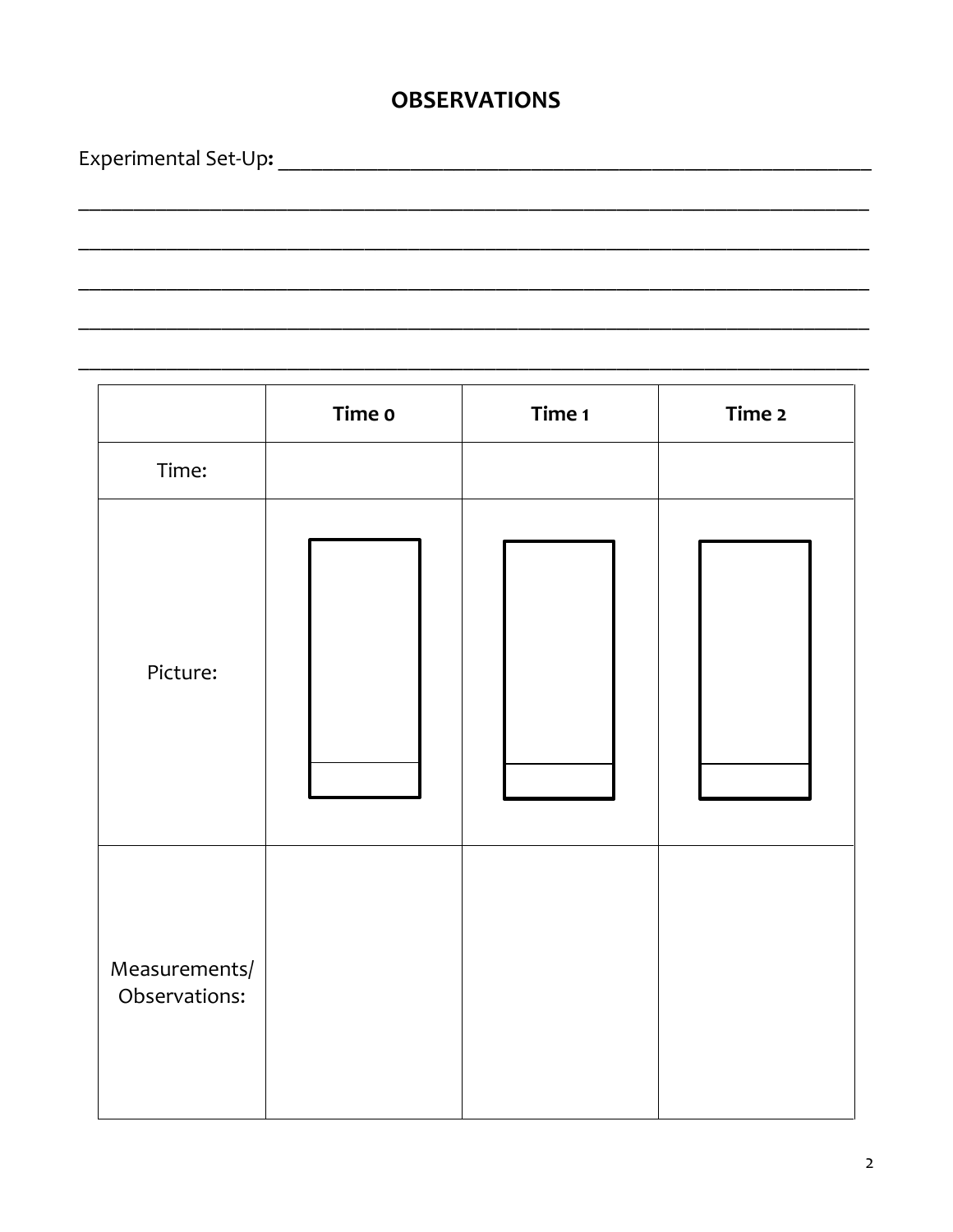## OBSERVATIONS

Experimental Set-Up: ___________________________________________________________

_______________________________________________________________________________

_______________________________________________________________________________

_______________________________________________________________________________

_______________________________________________________________________________

_______________________________________________________________________________

| | Time 0 | Time 1 | Time 2 |
|---|---|---|---|
| Time: | | | |
| Picture: | | | |
| Measurements/ Observations: | | | |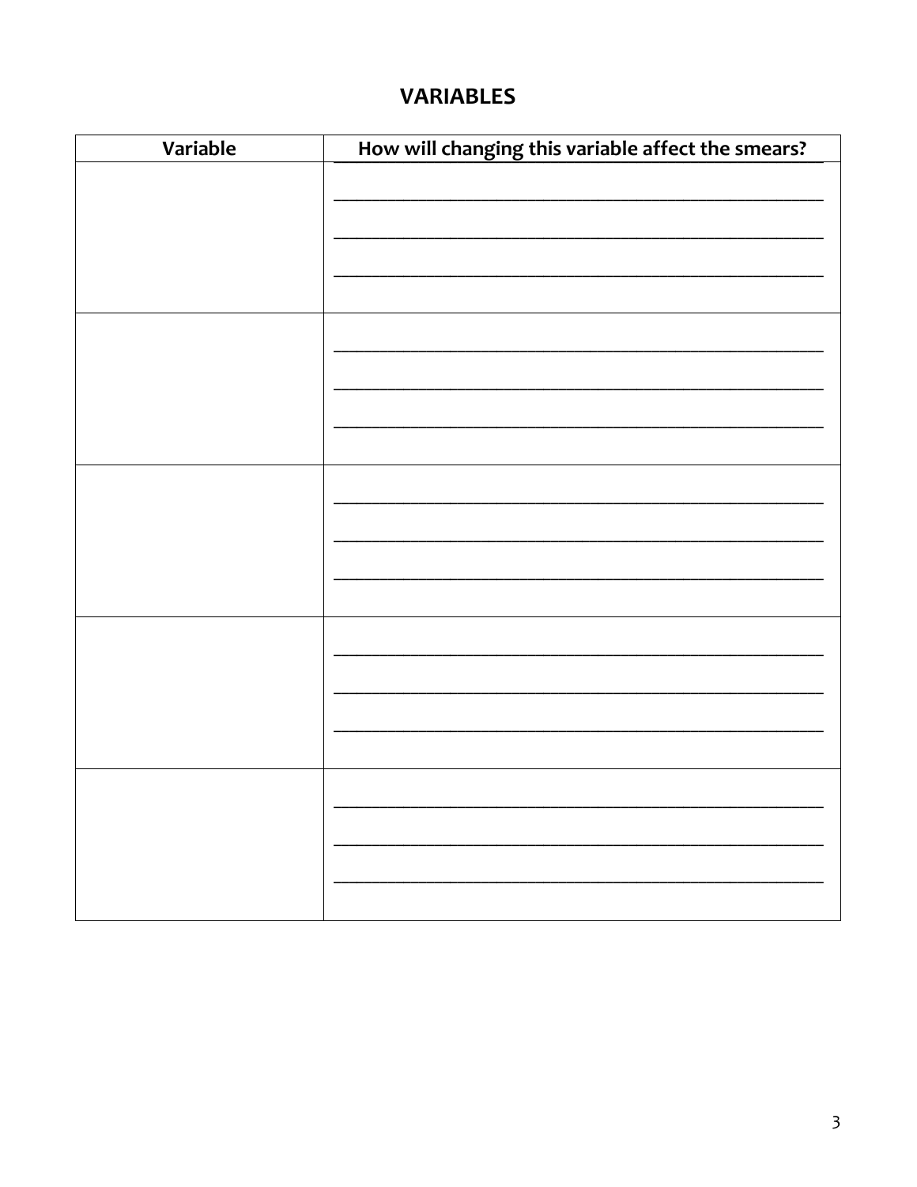## VARIABLES

| Variable | How will changing this variable affect the smears? |
| --- | --- |
| | |
| | |
| | |
| | |
| | |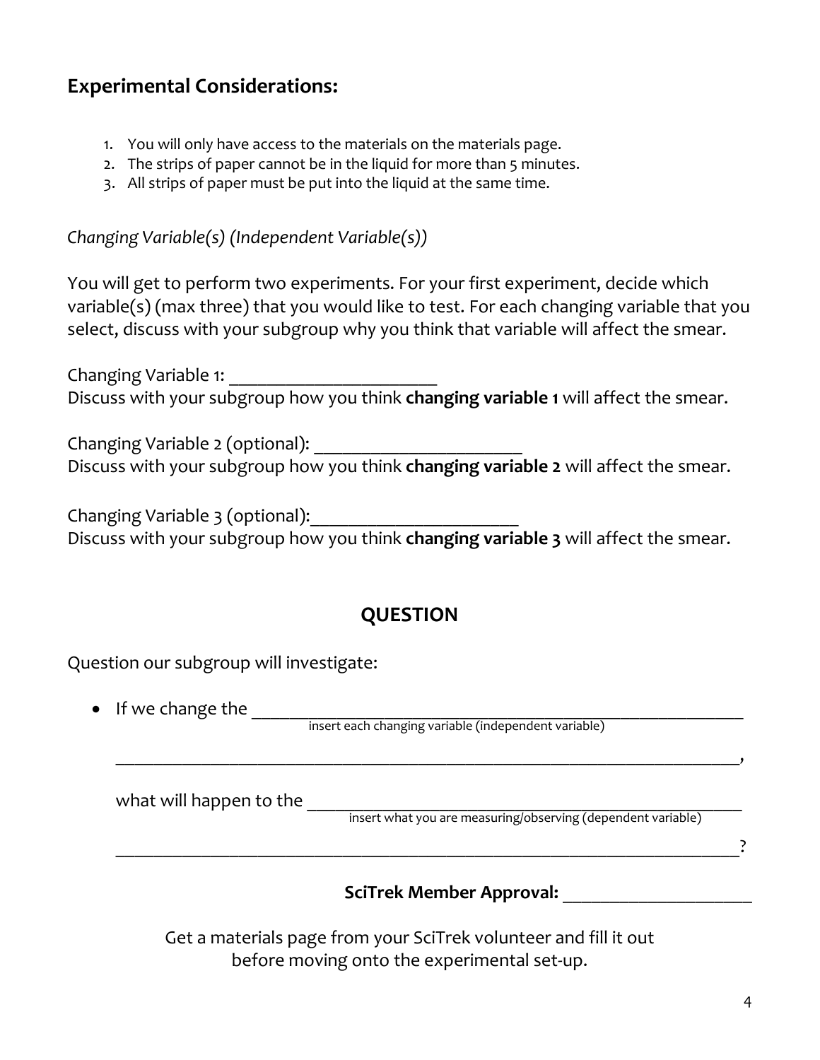## Experimental Considerations:

1. You will only have access to the materials on the materials page.
2. The strips of paper cannot be in the liquid for more than 5 minutes.
3. All strips of paper must be put into the liquid at the same time.

*Changing Variable(s) (Independent Variable(s))*

You will get to perform two experiments. For your first experiment, decide which variable(s) (max three) that you would like to test. For each changing variable that you select, discuss with your subgroup why you think that variable will affect the smear.

Changing Variable 1: ______________________
Discuss with your subgroup how you think **changing variable 1** will affect the smear.

Changing Variable 2 (optional): ______________________
Discuss with your subgroup how you think **changing variable 2** will affect the smear.

Changing Variable 3 (optional):______________________
Discuss with your subgroup how you think **changing variable 3** will affect the smear.

## QUESTION

Question our subgroup will investigate:

- If we change the ____________________________________________________________
  insert each changing variable (independent variable)

  ______________________________________________________________________,

  what will happen to the _________________________________________________
  insert what you are measuring/observing (dependent variable)

  ______________________________________________________________________?

**SciTrek Member Approval:** ____________________

Get a materials page from your SciTrek volunteer and fill it out before moving onto the experimental set-up.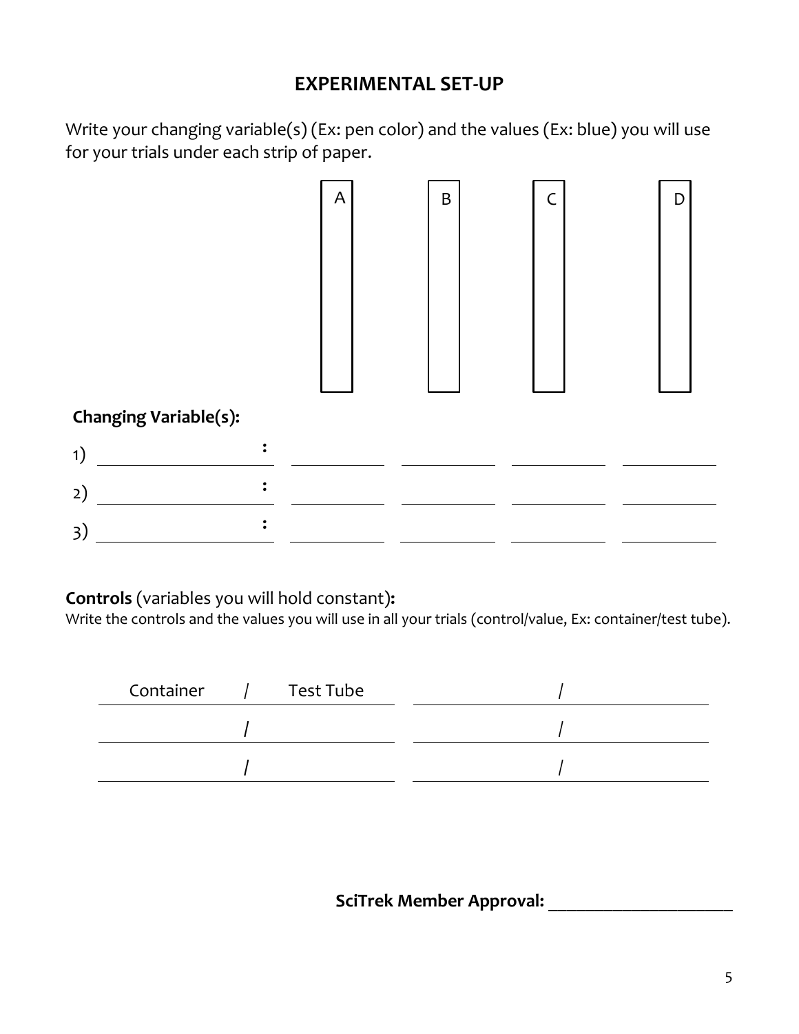## EXPERIMENTAL SET-UP

Write your changing variable(s) (Ex: pen color) and the values (Ex: blue) you will use for your trials under each strip of paper.

| | A | B | C | D |
|---|---|---|---|---|

**Changing Variable(s):**

| | | A | B | C | D |
|---|---|---|---|---|---|
| 1) | ________________ : | __________ | __________ | __________ | __________ |
| 2) | ________________ : | __________ | __________ | __________ | __________ |
| 3) | ________________ : | __________ | __________ | __________ | __________ |

**Controls** (variables you will hold constant)**:**

Write the controls and the values you will use in all your trials (control/value, Ex: container/test tube).

| Control / Value | Control / Value |
|---|---|
| Container / Test Tube | / |
| / | / |
| / | / |

**SciTrek Member Approval:** ____________________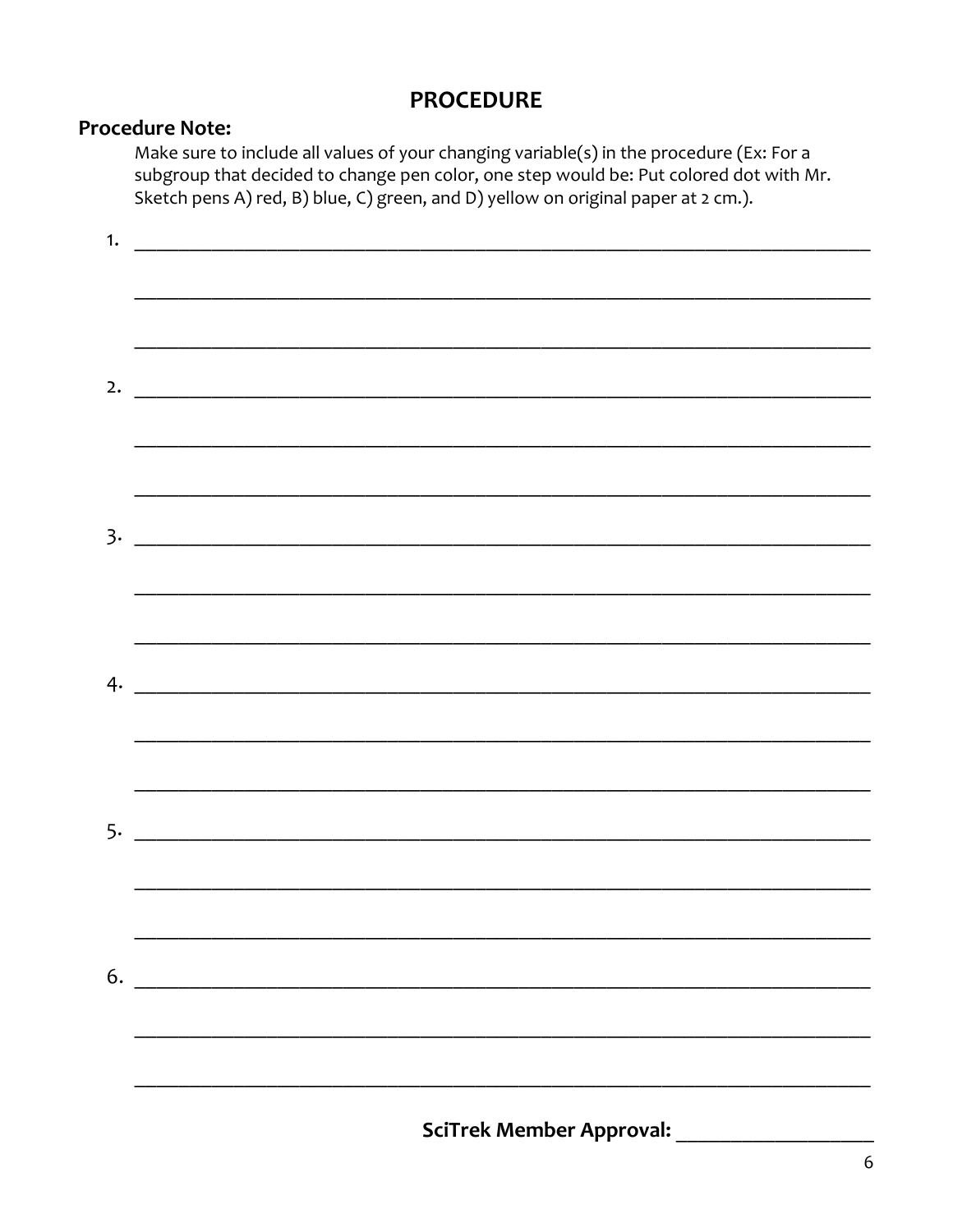# PROCEDURE

**Procedure Note:**

Make sure to include all values of your changing variable(s) in the procedure (Ex: For a subgroup that decided to change pen color, one step would be: Put colored dot with Mr. Sketch pens A) red, B) blue, C) green, and D) yellow on original paper at 2 cm.).

1. ______________________________________________________________________________

   ______________________________________________________________________________

   ______________________________________________________________________________

2. ______________________________________________________________________________

   ______________________________________________________________________________

   ______________________________________________________________________________

3. ______________________________________________________________________________

   ______________________________________________________________________________

   ______________________________________________________________________________

4. ______________________________________________________________________________

   ______________________________________________________________________________

   ______________________________________________________________________________

5. ______________________________________________________________________________

   ______________________________________________________________________________

   ______________________________________________________________________________

6. ______________________________________________________________________________

   ______________________________________________________________________________

   ______________________________________________________________________________

**SciTrek Member Approval:** ____________________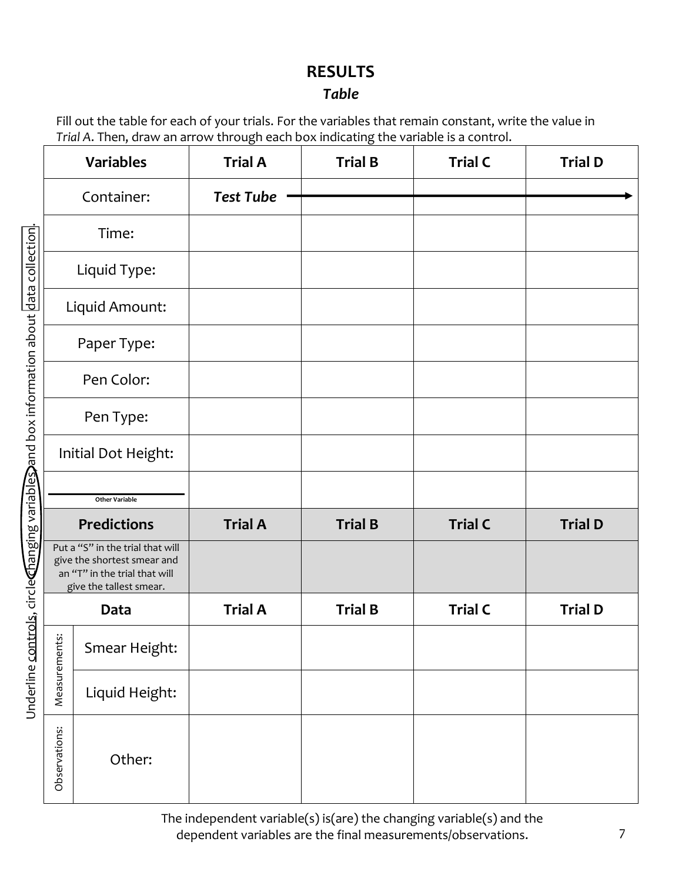# RESULTS

### *Table*

Fill out the table for each of your trials. For the variables that remain constant, write the value in *Trial A*. Then, draw an arrow through each box indicating the variable is a control.

Underline controls, circle changing variables, and box information about data collection.

| Variables | | Trial A | Trial B | Trial C | Trial D |
|---|---|---|---|---|---|
| Container: | | ***Test Tube*** → | → | → | → |
| Time: | | | | | |
| Liquid Type: | | | | | |
| Liquid Amount: | | | | | |
| Paper Type: | | | | | |
| Pen Color: | | | | | |
| Pen Type: | | | | | |
| Initial Dot Height: | | | | | |
| ________ Other Variable | | | | | |
| **Predictions** | | **Trial A** | **Trial B** | **Trial C** | **Trial D** |
| Put a "S" in the trial that will give the shortest smear and an "T" in the trial that will give the tallest smear. | | | | | |
| **Data** | | **Trial A** | **Trial B** | **Trial C** | **Trial D** |
| Measurements: | Smear Height: | | | | |
| | Liquid Height: | | | | |
| Observations: | Other: | | | | |

The independent variable(s) is(are) the changing variable(s) and the dependent variables are the final measurements/observations.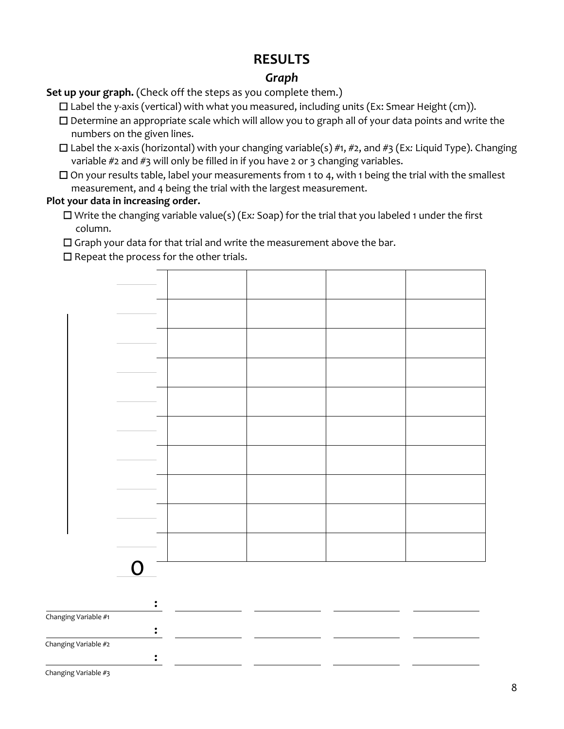# RESULTS

## *Graph*

**Set up your graph.** (Check off the steps as you complete them.)

- ☐ Label the y-axis (vertical) with what you measured, including units (Ex: Smear Height (cm)).
- ☐ Determine an appropriate scale which will allow you to graph all of your data points and write the numbers on the given lines.
- ☐ Label the x-axis (horizontal) with your changing variable(s) #1, #2, and #3 (Ex*:* Liquid Type). Changing variable #2 and #3 will only be filled in if you have 2 or 3 changing variables.
- ☐ On your results table, label your measurements from 1 to 4, with 1 being the trial with the smallest measurement, and 4 being the trial with the largest measurement.

**Plot your data in increasing order.**

- ☐ Write the changing variable value(s) (Ex*:* Soap) for the trial that you labeled 1 under the first column.
- ☐ Graph your data for that trial and write the measurement above the bar.
- ☐ Repeat the process for the other trials.

| | | | | |
|---|---|---|---|---|
| ______ | | | | |
| ______ | | | | |
| ______ | | | | |
| ______ | | | | |
| ______ | | | | |
| ______ | | | | |
| ______ | | | | |
| ______ | | | | |
| ______ | | | | |
| ______ | | | | |
| 0 | | | | |

| | | | | |
|---|---|---|---|---|
| ______ : (Changing Variable #1) | ______ | ______ | ______ | ______ |
| ______ : (Changing Variable #2) | ______ | ______ | ______ | ______ |
| ______ : (Changing Variable #3) | ______ | ______ | ______ | ______ |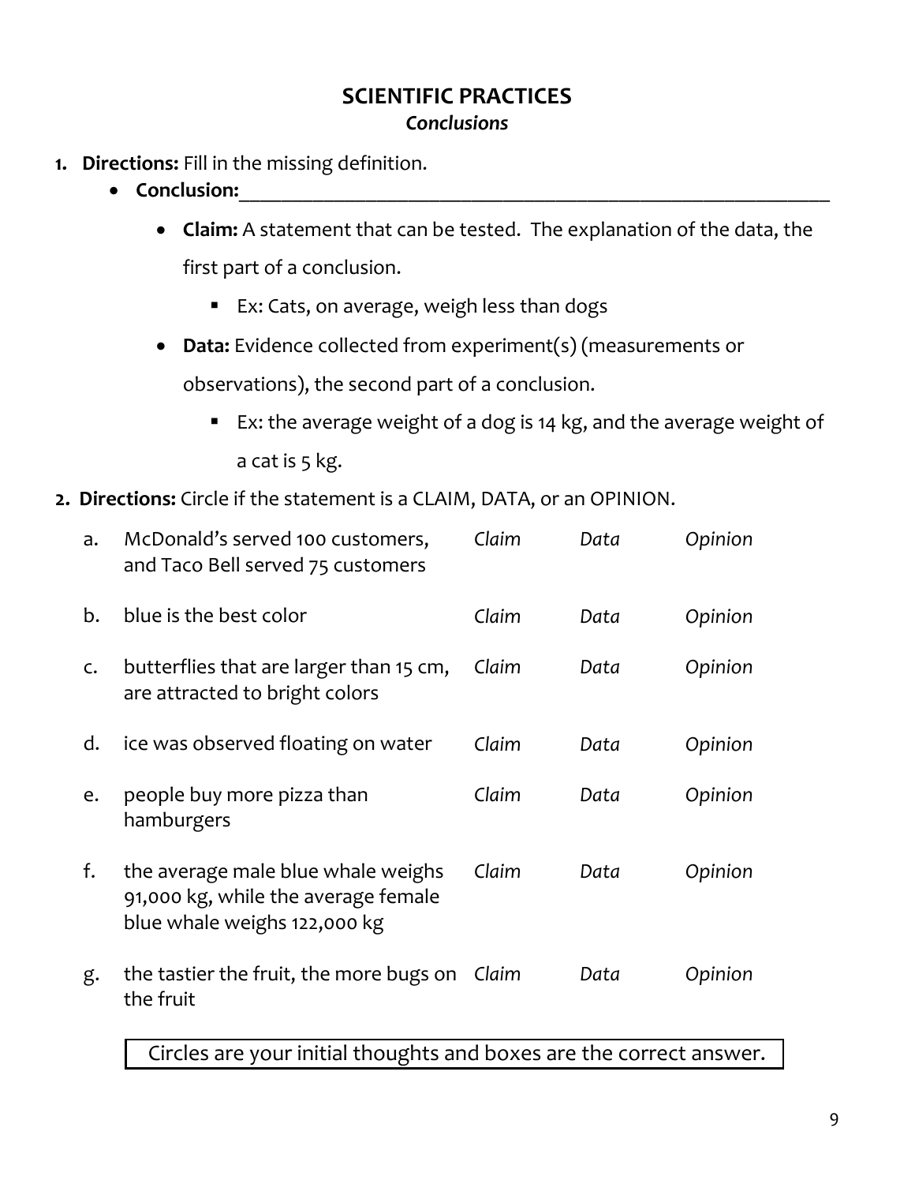## SCIENTIFIC PRACTICES

### *Conclusions*

1. **Directions:** Fill in the missing definition.
   - **Conclusion:**\_\_\_\_\_\_\_\_\_\_\_\_\_\_\_\_\_\_\_\_\_\_\_\_\_\_\_\_\_\_\_\_\_\_\_\_\_\_\_\_\_\_\_\_\_\_\_\_\_\_\_\_\_\_\_\_\_\_\_\_
     - **Claim:** A statement that can be tested. The explanation of the data, the first part of a conclusion.
       - Ex: Cats, on average, weigh less than dogs
     - **Data:** Evidence collected from experiment(s) (measurements or observations), the second part of a conclusion.
       - Ex: the average weight of a dog is 14 kg, and the average weight of a cat is 5 kg.

2. **Directions:** Circle if the statement is a CLAIM, DATA, or an OPINION.

| | Statement | | | |
|---|---|---|---|---|
| a. | McDonald's served 100 customers, and Taco Bell served 75 customers | *Claim* | *Data* | *Opinion* |
| b. | blue is the best color | *Claim* | *Data* | *Opinion* |
| c. | butterflies that are larger than 15 cm, are attracted to bright colors | *Claim* | *Data* | *Opinion* |
| d. | ice was observed floating on water | *Claim* | *Data* | *Opinion* |
| e. | people buy more pizza than hamburgers | *Claim* | *Data* | *Opinion* |
| f. | the average male blue whale weighs 91,000 kg, while the average female blue whale weighs 122,000 kg | *Claim* | *Data* | *Opinion* |
| g. | the tastier the fruit, the more bugs on the fruit | *Claim* | *Data* | *Opinion* |

Circles are your initial thoughts and boxes are the correct answer.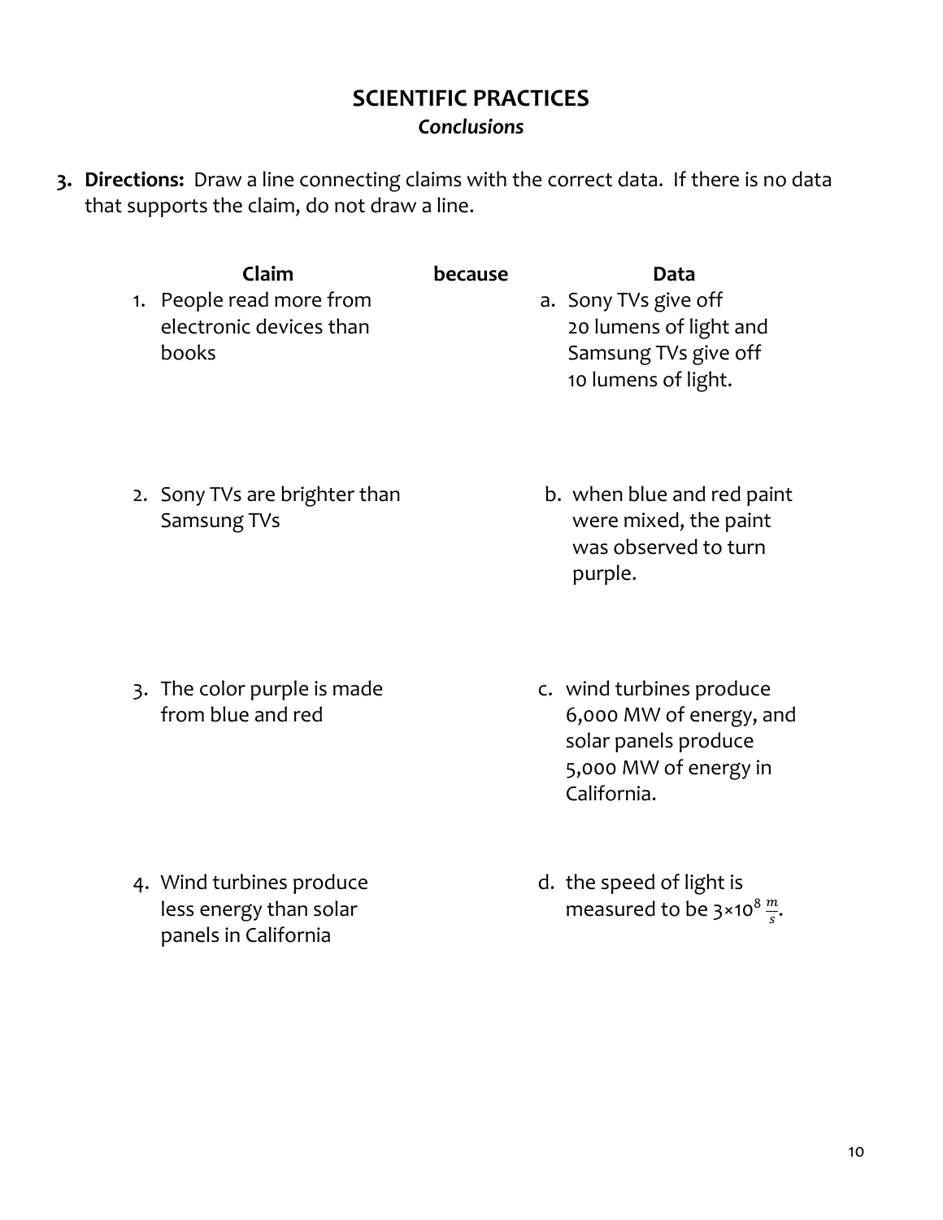## SCIENTIFIC PRACTICES

### *Conclusions*

3. **Directions:** Draw a line connecting claims with the correct data. If there is no data that supports the claim, do not draw a line.

| Claim | because | Data |
|---|---|---|
| 1. People read more from electronic devices than books | | a. Sony TVs give off 20 lumens of light and Samsung TVs give off 10 lumens of light. |
| 2. Sony TVs are brighter than Samsung TVs | | b. when blue and red paint were mixed, the paint was observed to turn purple. |
| 3. The color purple is made from blue and red | | c. wind turbines produce 6,000 MW of energy, and solar panels produce 5,000 MW of energy in California. |
| 4. Wind turbines produce less energy than solar panels in California | | d. the speed of light is measured to be $3 \times 10^8 \frac{m}{s}$. |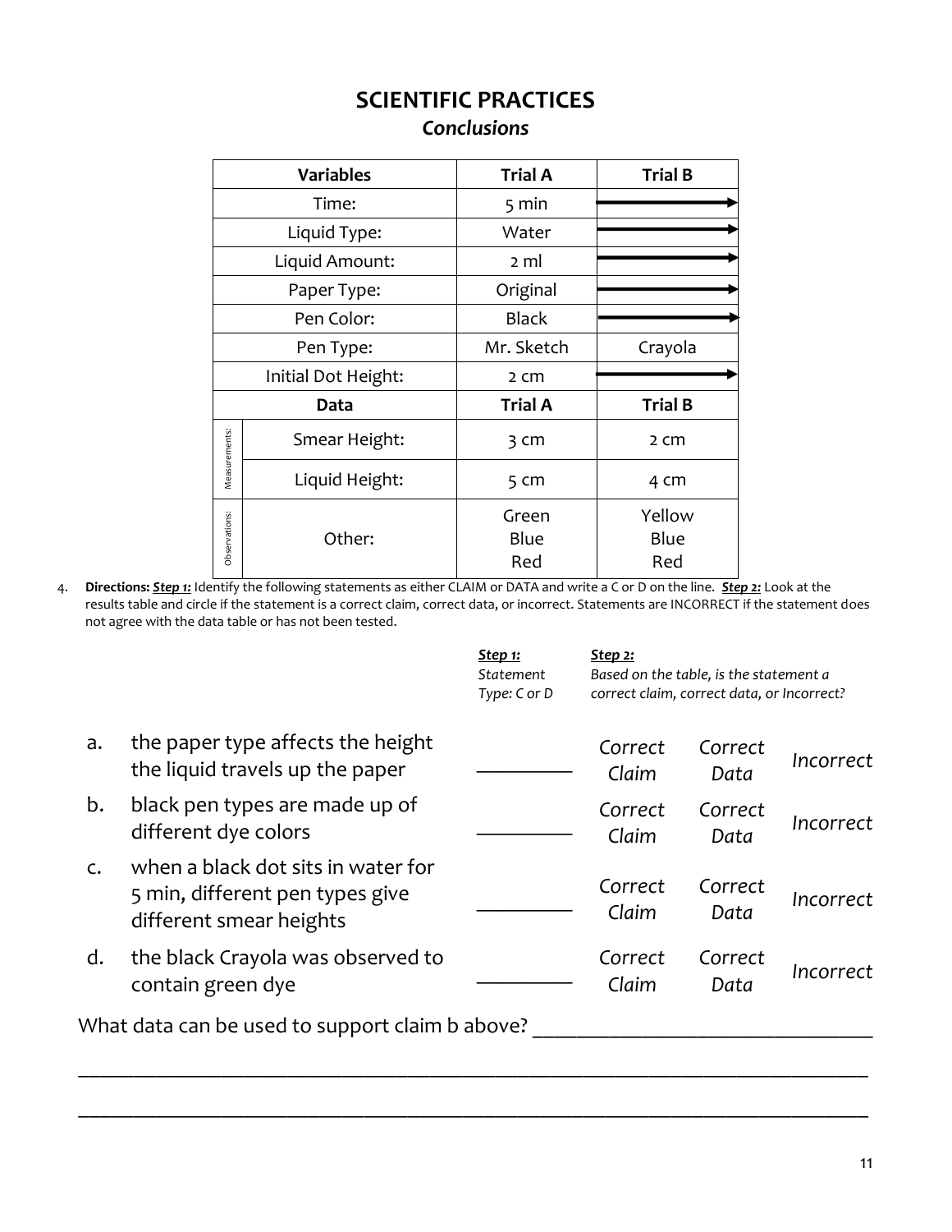# SCIENTIFIC PRACTICES

## *Conclusions*

| Variables | | Trial A | Trial B |
|---|---|---|---|
| Time: | | 5 min | → |
| Liquid Type: | | Water | → |
| Liquid Amount: | | 2 ml | → |
| Paper Type: | | Original | → |
| Pen Color: | | Black | → |
| Pen Type: | | Mr. Sketch | Crayola |
| Initial Dot Height: | | 2 cm | → |
| **Data** | | **Trial A** | **Trial B** |
| Measurements: | Smear Height: | 3 cm | 2 cm |
| | Liquid Height: | 5 cm | 4 cm |
| Observations: | Other: | Green Blue Red | Yellow Blue Red |

4. **Directions:** ***Step 1:*** Identify the following statements as either CLAIM or DATA and write a C or D on the line. ***Step 2:*** Look at the results table and circle if the statement is a correct claim, correct data, or incorrect. Statements are INCORRECT if the statement does not agree with the data table or has not been tested.

| | Statement | ***Step 1:*** *Statement Type: C or D* | ***Step 2:*** *Based on the table, is the statement a correct claim, correct data, or Incorrect?* | | |
|---|---|---|---|---|---|
| a. | the paper type affects the height the liquid travels up the paper | ________ | *Correct Claim* | *Correct Data* | *Incorrect* |
| b. | black pen types are made up of different dye colors | ________ | *Correct Claim* | *Correct Data* | *Incorrect* |
| c. | when a black dot sits in water for 5 min, different pen types give different smear heights | ________ | *Correct Claim* | *Correct Data* | *Incorrect* |
| d. | the black Crayola was observed to contain green dye | ________ | *Correct Claim* | *Correct Data* | *Incorrect* |

What data can be used to support claim b above? ________________________________

______________________________________________________________________________

______________________________________________________________________________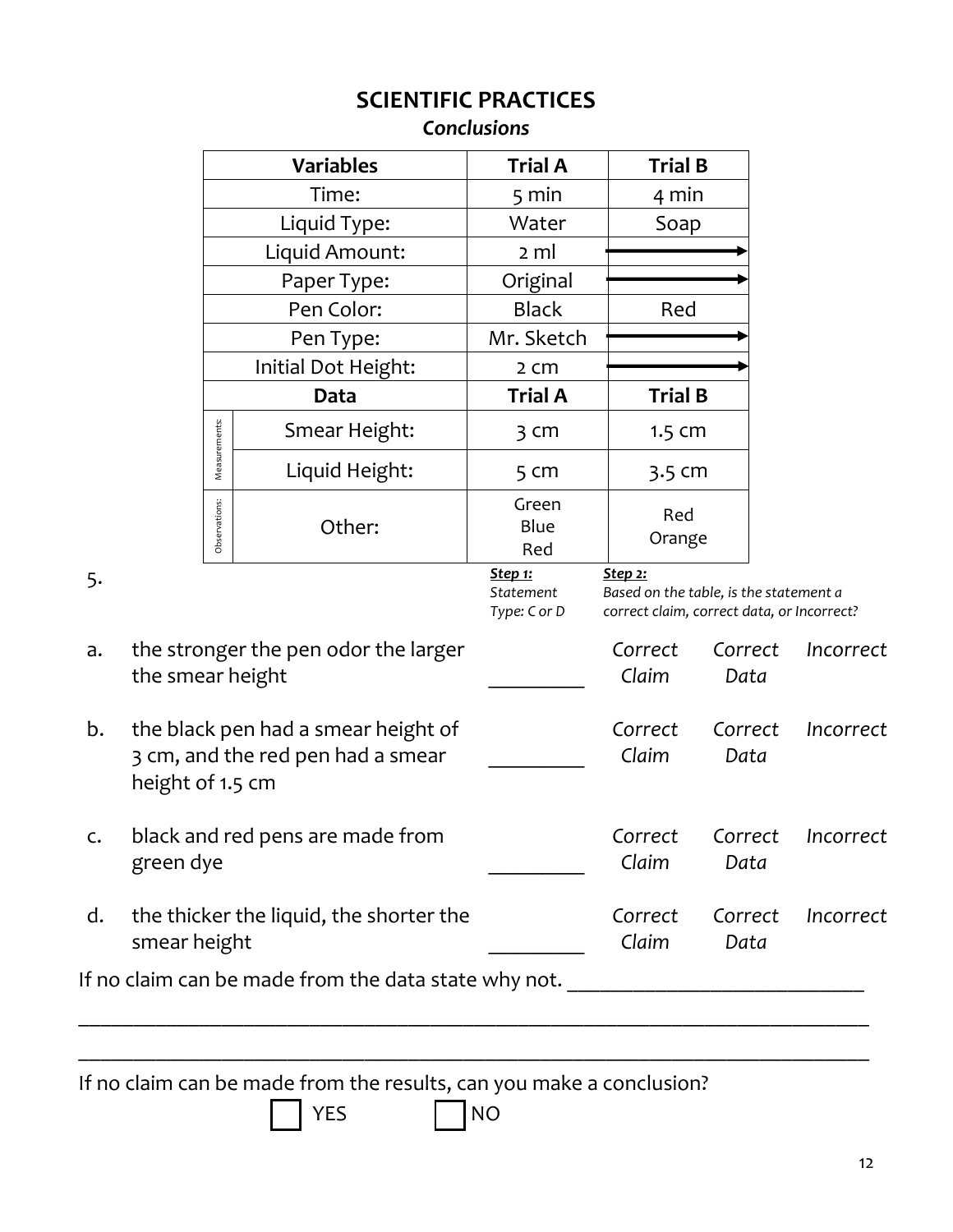## SCIENTIFIC PRACTICES

### *Conclusions*

| Variables | | Trial A | Trial B |
|---|---|---|---|
| Time: | | 5 min | 4 min |
| Liquid Type: | | Water | Soap |
| Liquid Amount: | | 2 ml | → |
| Paper Type: | | Original | → |
| Pen Color: | | Black | Red |
| Pen Type: | | Mr. Sketch | → |
| Initial Dot Height: | | 2 cm | → |
| **Data** | | **Trial A** | **Trial B** |
| Measurements: | Smear Height: | 3 cm | 1.5 cm |
| | Liquid Height: | 5 cm | 3.5 cm |
| Observations: | Other: | Green Blue Red | Red Orange |

5.

| | | ***Step 1:*** *Statement Type: C or D* | ***Step 2:*** *Based on the table, is the statement a correct claim, correct data, or Incorrect?* | | |
|---|---|---|---|---|---|
| a. | the stronger the pen odor the larger the smear height | _________ | *Correct Claim* | *Correct Data* | *Incorrect* |
| b. | the black pen had a smear height of 3 cm, and the red pen had a smear height of 1.5 cm | _________ | *Correct Claim* | *Correct Data* | *Incorrect* |
| c. | black and red pens are made from green dye | _________ | *Correct Claim* | *Correct Data* | *Incorrect* |
| d. | the thicker the liquid, the shorter the smear height | _________ | *Correct Claim* | *Correct Data* | *Incorrect* |

If no claim can be made from the data state why not. ___________________________

_____________________________________________________________________________

_____________________________________________________________________________

If no claim can be made from the results, can you make a conclusion?

☐ YES ☐ NO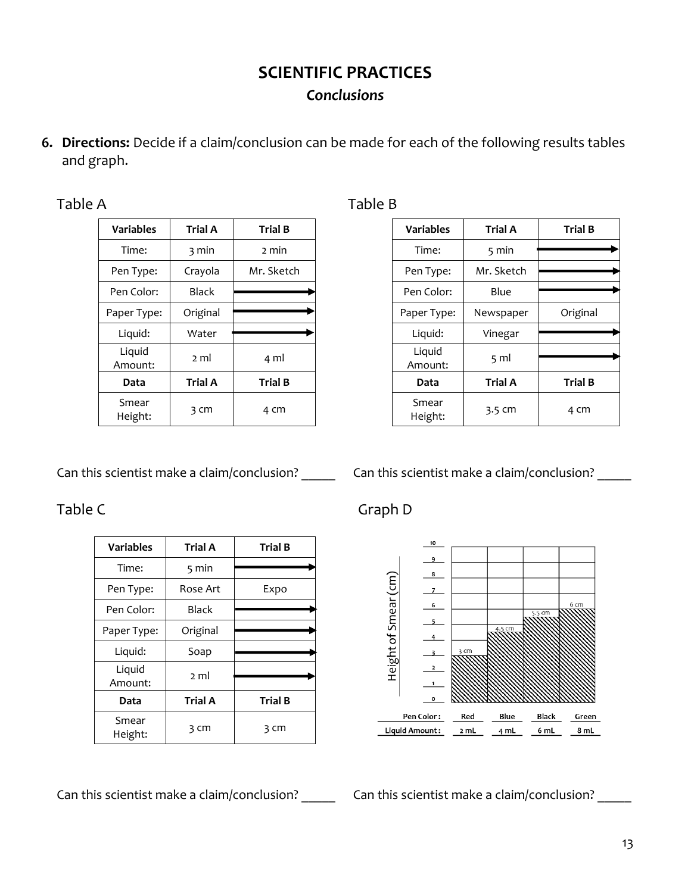# SCIENTIFIC PRACTICES

## *Conclusions*

6. **Directions:** Decide if a claim/conclusion can be made for each of the following results tables and graph.

Table A

| Variables | Trial A | Trial B |
|---|---|---|
| Time: | 3 min | 2 min |
| Pen Type: | Crayola | Mr. Sketch |
| Pen Color: | Black | → |
| Paper Type: | Original | → |
| Liquid: | Water | → |
| Liquid Amount: | 2 ml | 4 ml |
| **Data** | **Trial A** | **Trial B** |
| Smear Height: | 3 cm | 4 cm |

Can this scientist make a claim/conclusion? _____

Table B

| Variables | Trial A | Trial B |
|---|---|---|
| Time: | 5 min | → |
| Pen Type: | Mr. Sketch | → |
| Pen Color: | Blue | → |
| Paper Type: | Newspaper | Original |
| Liquid: | Vinegar | → |
| Liquid Amount: | 5 ml | → |
| **Data** | **Trial A** | **Trial B** |
| Smear Height: | 3.5 cm | 4 cm |

Can this scientist make a claim/conclusion? _____

Table C

| Variables | Trial A | Trial B |
|---|---|---|
| Time: | 5 min | → |
| Pen Type: | Rose Art | Expo |
| Pen Color: | Black | → |
| Paper Type: | Original | → |
| Liquid: | Soap | → |
| Liquid Amount: | 2 ml | → |
| **Data** | **Trial A** | **Trial B** |
| Smear Height: | 3 cm | 3 cm |

Can this scientist make a claim/conclusion? _____

Graph D

| Pen Color: | Red | Blue | Black | Green |
|---|---|---|---|---|
| Liquid Amount: | 2 mL | 4 mL | 6 mL | 8 mL |
| Height of Smear (cm) | 3 cm | 4.5 cm | 5.5 cm | 6 cm |

Can this scientist make a claim/conclusion? _____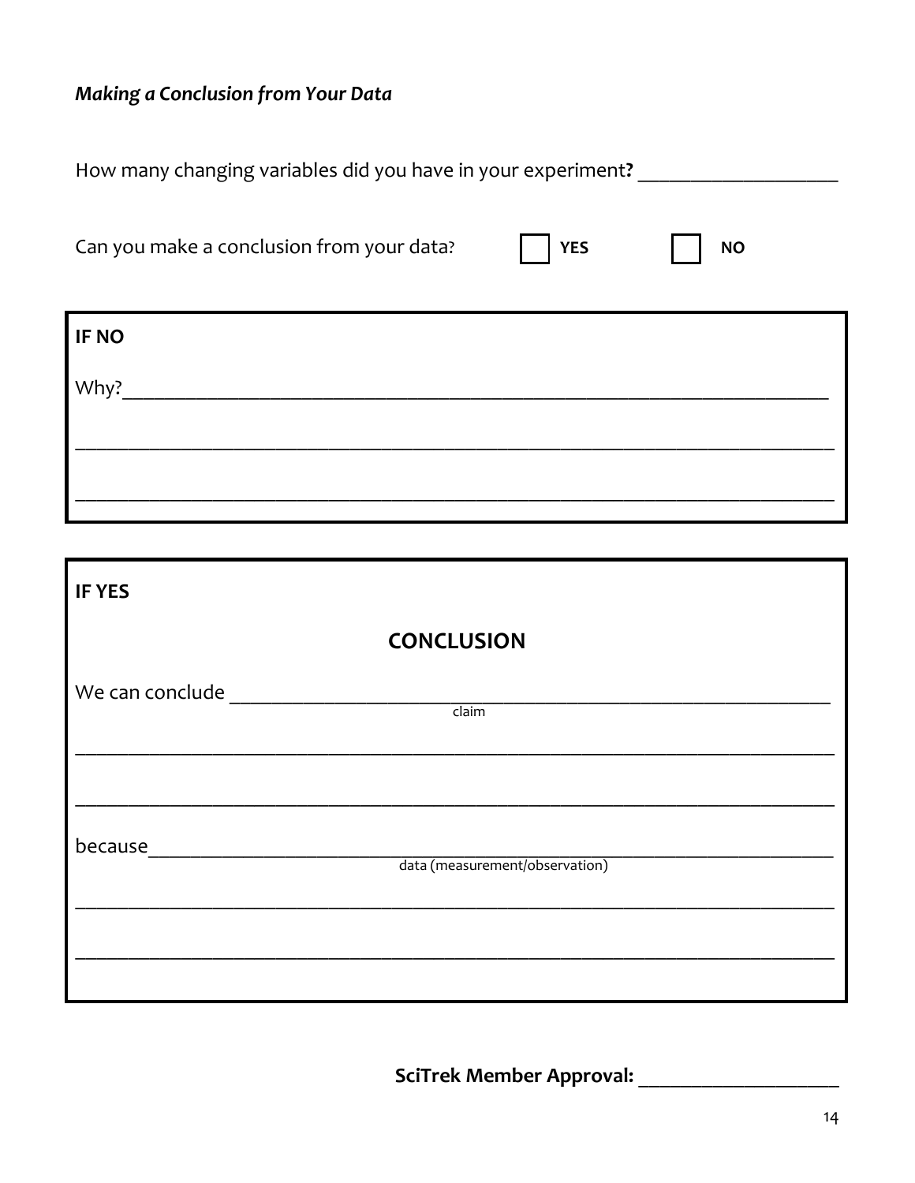### *Making a Conclusion from Your Data*

How many changing variables did you have in your experiment? ____________________

Can you make a conclusion from your data? ☐ **YES** ☐ **NO**

**IF NO**

Why?______________________________________________________________________

__________________________________________________________________________

__________________________________________________________________________

**IF YES**

## CONCLUSION

We can conclude ________________________________________________________
claim

__________________________________________________________________________

__________________________________________________________________________

because____________________________________________________________________
data (measurement/observation)

__________________________________________________________________________

__________________________________________________________________________

**SciTrek Member Approval:** ____________________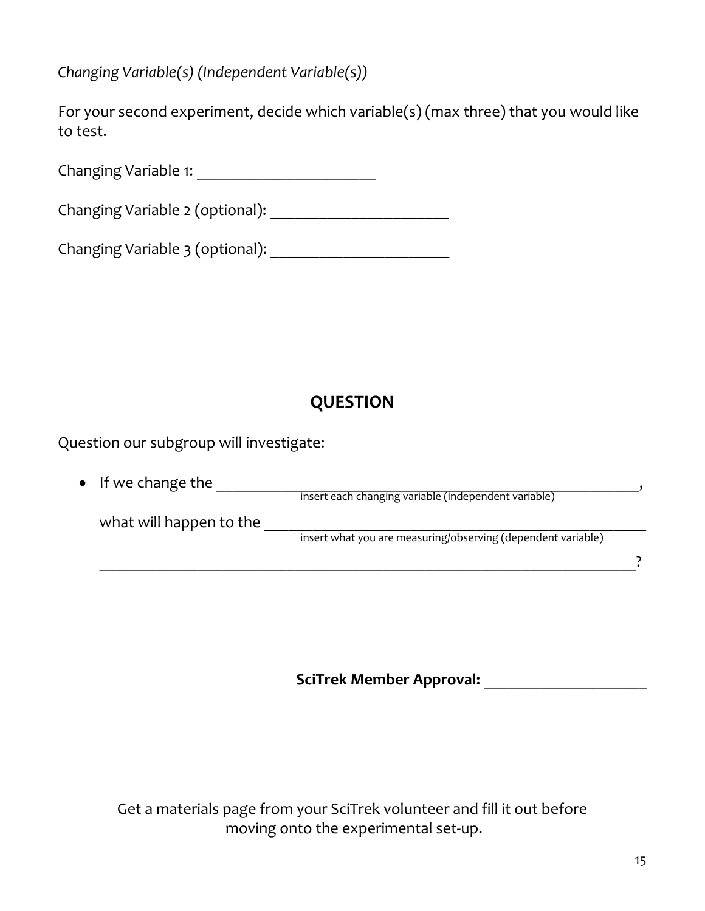*Changing Variable(s) (Independent Variable(s))*

For your second experiment, decide which variable(s) (max three) that you would like to test.

Changing Variable 1: ______________________

Changing Variable 2 (optional): ______________________

Changing Variable 3 (optional): ______________________

## QUESTION

Question our subgroup will investigate:

- If we change the ______________________________________________________,
  insert each changing variable (independent variable)

  what will happen to the _________________________________________________
  insert what you are measuring/observing (dependent variable)

  ______________________________________________________________________?

**SciTrek Member Approval:** ____________________

Get a materials page from your SciTrek volunteer and fill it out before moving onto the experimental set-up.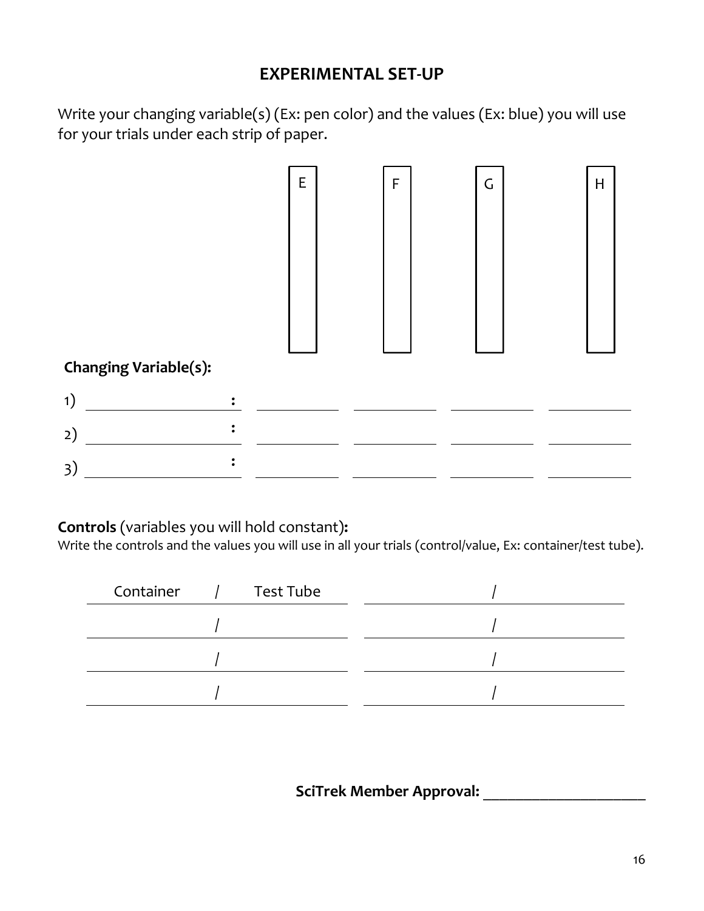## EXPERIMENTAL SET-UP

Write your changing variable(s) (Ex: pen color) and the values (Ex: blue) you will use for your trials under each strip of paper.

| | E | F | G | H |
|---|---|---|---|---|

**Changing Variable(s):**

| | | E | F | G | H |
|---|---|---|---|---|---|
| 1) | ____________ : | ________ | ________ | ________ | ________ |
| 2) | ____________ : | ________ | ________ | ________ | ________ |
| 3) | ____________ : | ________ | ________ | ________ | ________ |

**Controls** (variables you will hold constant)**:**

Write the controls and the values you will use in all your trials (control/value, Ex: container/test tube).

| Control / Value | Control / Value |
|---|---|
| Container / Test Tube | / |
| / | / |
| / | / |
| / | / |

**SciTrek Member Approval:** ____________________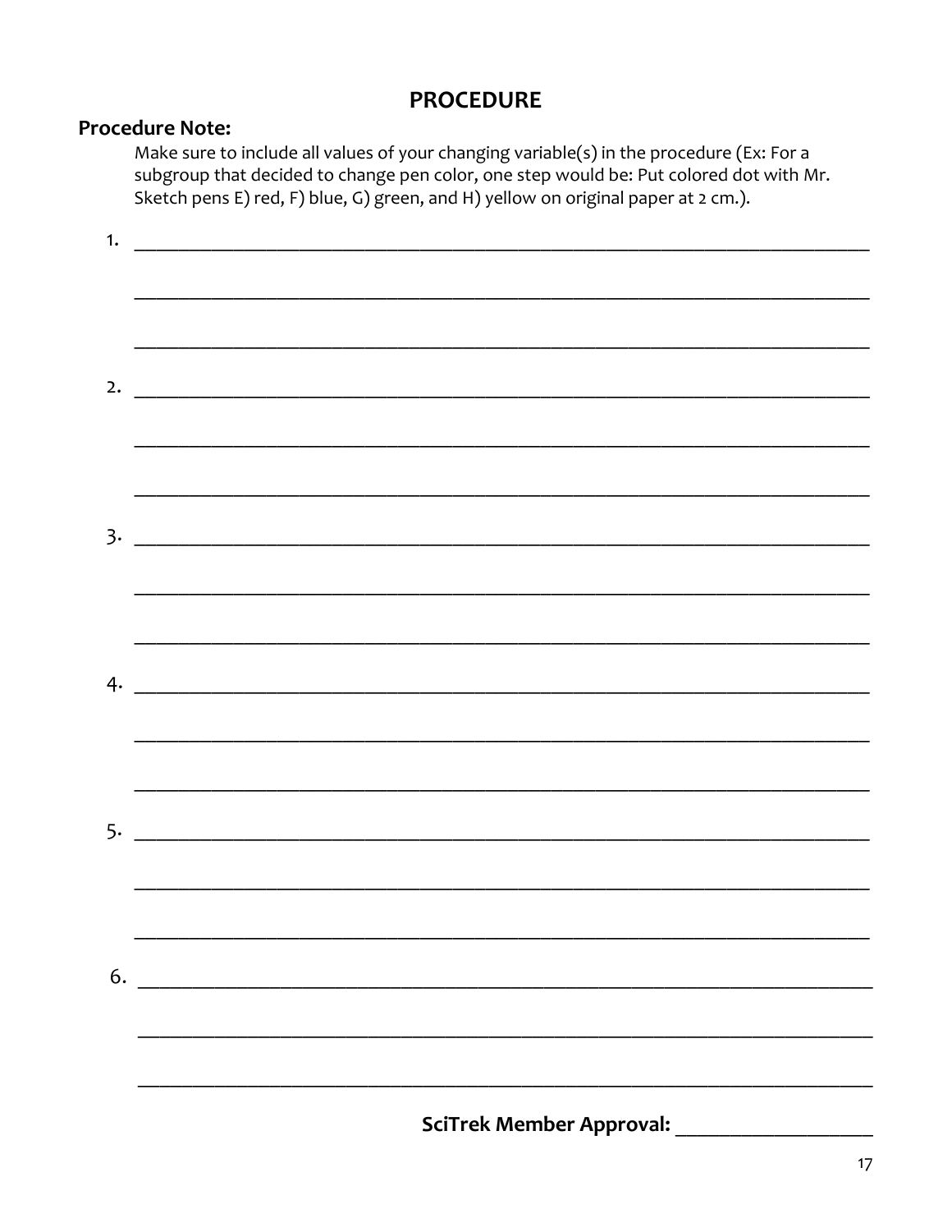# PROCEDURE

**Procedure Note:**

Make sure to include all values of your changing variable(s) in the procedure (Ex: For a subgroup that decided to change pen color, one step would be: Put colored dot with Mr. Sketch pens E) red, F) blue, G) green, and H) yellow on original paper at 2 cm.).

1. ______________________________________________________________________

______________________________________________________________________

______________________________________________________________________

2. ______________________________________________________________________

______________________________________________________________________

______________________________________________________________________

3. ______________________________________________________________________

______________________________________________________________________

______________________________________________________________________

4. ______________________________________________________________________

______________________________________________________________________

______________________________________________________________________

5. ______________________________________________________________________

______________________________________________________________________

______________________________________________________________________

6. ______________________________________________________________________

______________________________________________________________________

______________________________________________________________________

**SciTrek Member Approval:** ___________________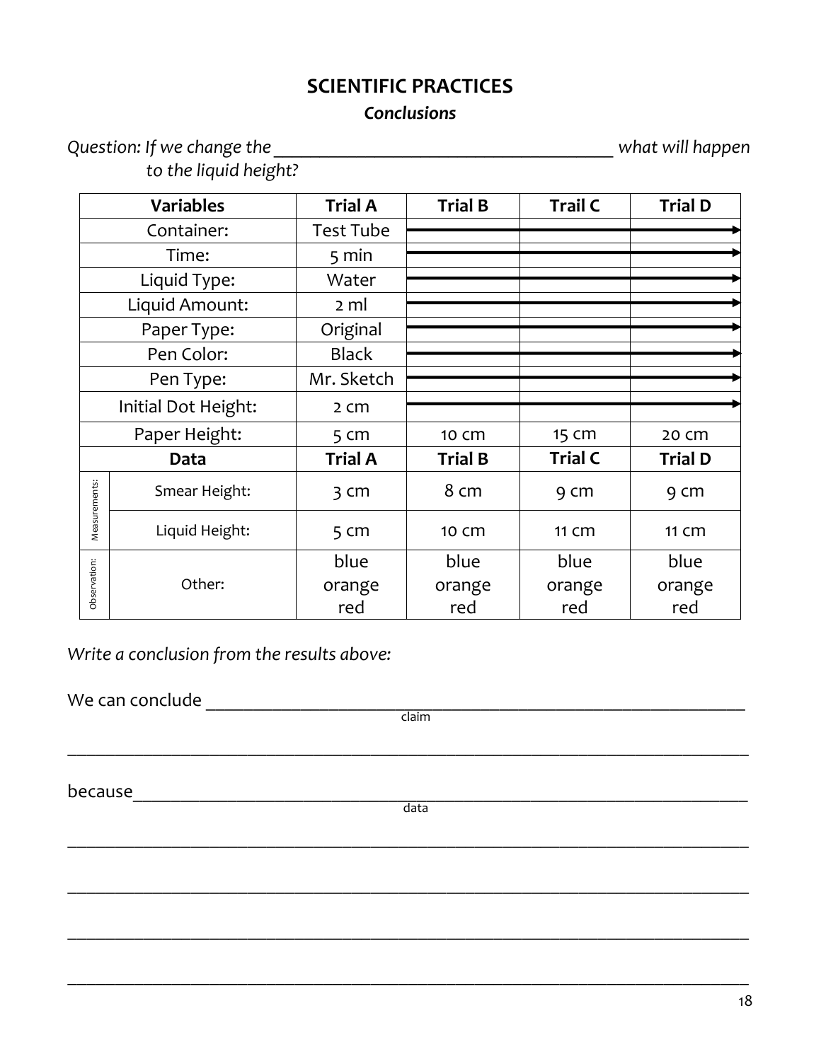## SCIENTIFIC PRACTICES

### *Conclusions*

*Question: If we change the _______________________________________ what will happen to the liquid height?*

| Variables | | Trial A | Trial B | Trail C | Trial D |
|---|---|---|---|---|---|
| Container: | | Test Tube | → | → | → |
| Time: | | 5 min | → | → | → |
| Liquid Type: | | Water | → | → | → |
| Liquid Amount: | | 2 ml | → | → | → |
| Paper Type: | | Original | → | → | → |
| Pen Color: | | Black | → | → | → |
| Pen Type: | | Mr. Sketch | → | → | → |
| Initial Dot Height: | | 2 cm | → | → | → |
| Paper Height: | | 5 cm | 10 cm | 15 cm | 20 cm |
| **Data** | | **Trial A** | **Trial B** | **Trial C** | **Trial D** |
| Measurements: | Smear Height: | 3 cm | 8 cm | 9 cm | 9 cm |
| | Liquid Height: | 5 cm | 10 cm | 11 cm | 11 cm |
| Observation: | Other: | blue orange red | blue orange red | blue orange red | blue orange red |

*Write a conclusion from the results above:*

We can conclude ____________________________________________________________
claim

________________________________________________________________________

because_________________________________________________________________
data

________________________________________________________________________

________________________________________________________________________

________________________________________________________________________

________________________________________________________________________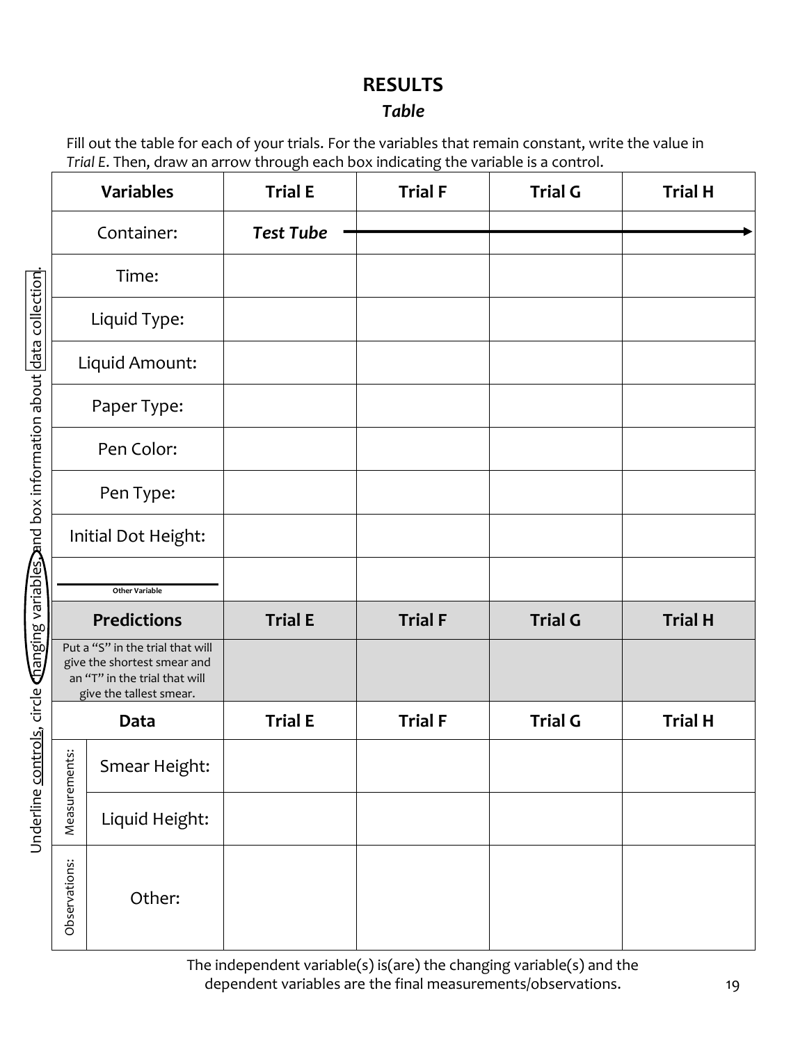# RESULTS

## *Table*

Fill out the table for each of your trials. For the variables that remain constant, write the value in *Trial E*. Then, draw an arrow through each box indicating the variable is a control.

Underline controls, circle changing variables, and box information about data collection.

| Variables | | Trial E | Trial F | Trial G | Trial H |
|---|---|---|---|---|---|
| Container: | | ***Test Tube*** → | → | → | → |
| Time: | | | | | |
| Liquid Type: | | | | | |
| Liquid Amount: | | | | | |
| Paper Type: | | | | | |
| Pen Color: | | | | | |
| Pen Type: | | | | | |
| Initial Dot Height: | | | | | |
| ______ Other Variable | | | | | |
| **Predictions** | | **Trial E** | **Trial F** | **Trial G** | **Trial H** |
| Put a "S" in the trial that will give the shortest smear and an "T" in the trial that will give the tallest smear. | | | | | |
| **Data** | | **Trial E** | **Trial F** | **Trial G** | **Trial H** |
| Measurements: | Smear Height: | | | | |
| | Liquid Height: | | | | |
| Observations: | Other: | | | | |

The independent variable(s) is(are) the changing variable(s) and the dependent variables are the final measurements/observations.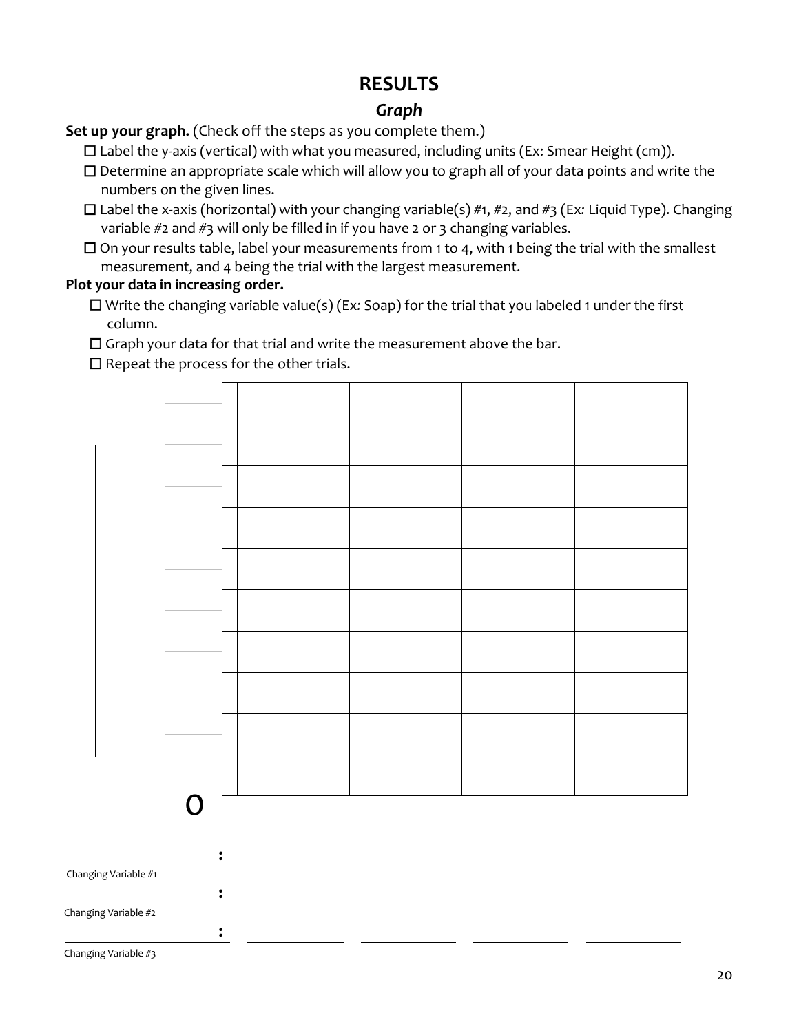# RESULTS

## *Graph*

**Set up your graph.** (Check off the steps as you complete them.)

- ☐ Label the y-axis (vertical) with what you measured, including units (Ex: Smear Height (cm)).
- ☐ Determine an appropriate scale which will allow you to graph all of your data points and write the numbers on the given lines.
- ☐ Label the x-axis (horizontal) with your changing variable(s) #1, #2, and #3 (Ex*:* Liquid Type). Changing variable #2 and #3 will only be filled in if you have 2 or 3 changing variables.
- ☐ On your results table, label your measurements from 1 to 4, with 1 being the trial with the smallest measurement, and 4 being the trial with the largest measurement.

**Plot your data in increasing order.**

- ☐ Write the changing variable value(s) (Ex*:* Soap) for the trial that you labeled 1 under the first column.
- ☐ Graph your data for that trial and write the measurement above the bar.
- ☐ Repeat the process for the other trials.

| | | | | |
|---|---|---|---|---|
| ______ | | | | |
| ______ | | | | |
| ______ | | | | |
| ______ | | | | |
| ______ | | | | |
| ______ | | | | |
| ______ | | | | |
| ______ | | | | |
| ______ | | | | |
| ______ | | | | |
| 0 | | | | |

| | | | | |
|---|---|---|---|---|
| ______________ : <br> Changing Variable #1 | ____________ | ____________ | ____________ | ____________ |
| ______________ : <br> Changing Variable #2 | ____________ | ____________ | ____________ | ____________ |
| ______________ : <br> Changing Variable #3 | ____________ | ____________ | ____________ | ____________ |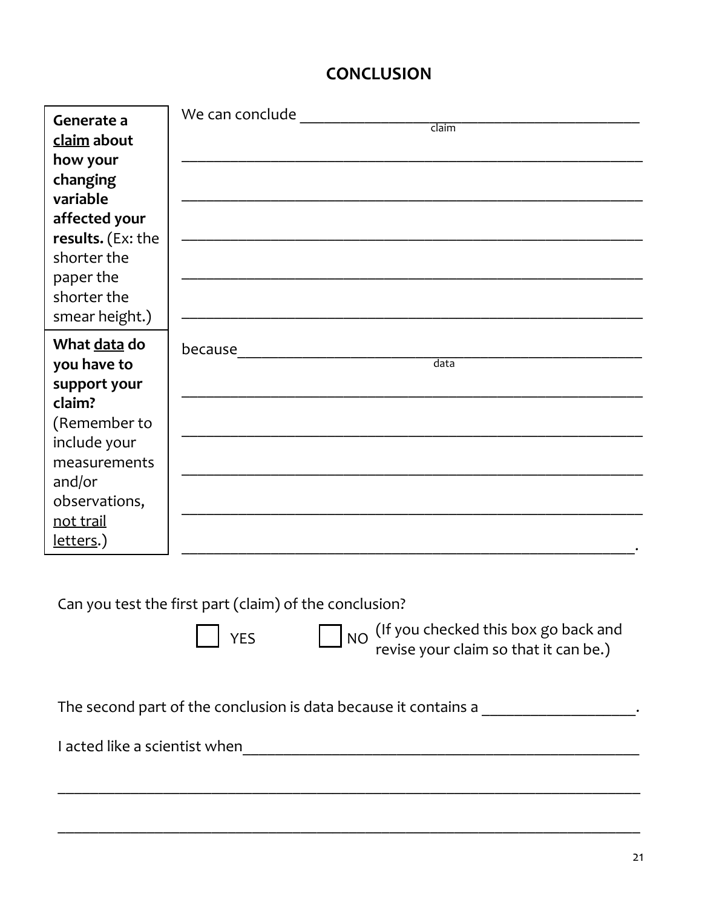# CONCLUSION

| | |
|---|---|
| **Generate a <u>claim</u> about how your changing variable affected your results.** (Ex: the shorter the paper the shorter the smear height.) | We can conclude ______________________________ (claim)<br>______________________________<br>______________________________<br>______________________________<br>______________________________<br>______________________________ |
| **What <u>data</u> do you have to support your claim?** (Remember to include your measurements and/or observations, <u>not trail letters</u>.) | because______________________________ (data)<br>______________________________<br>______________________________<br>______________________________<br>______________________________<br>______________________________. |

Can you test the first part (claim) of the conclusion?

☐ YES ☐ NO (If you checked this box go back and revise your claim so that it can be.)

The second part of the conclusion is data because it contains a ____________________.

I acted like a scientist when______________________________________________________

______________________________________________________________________________

______________________________________________________________________________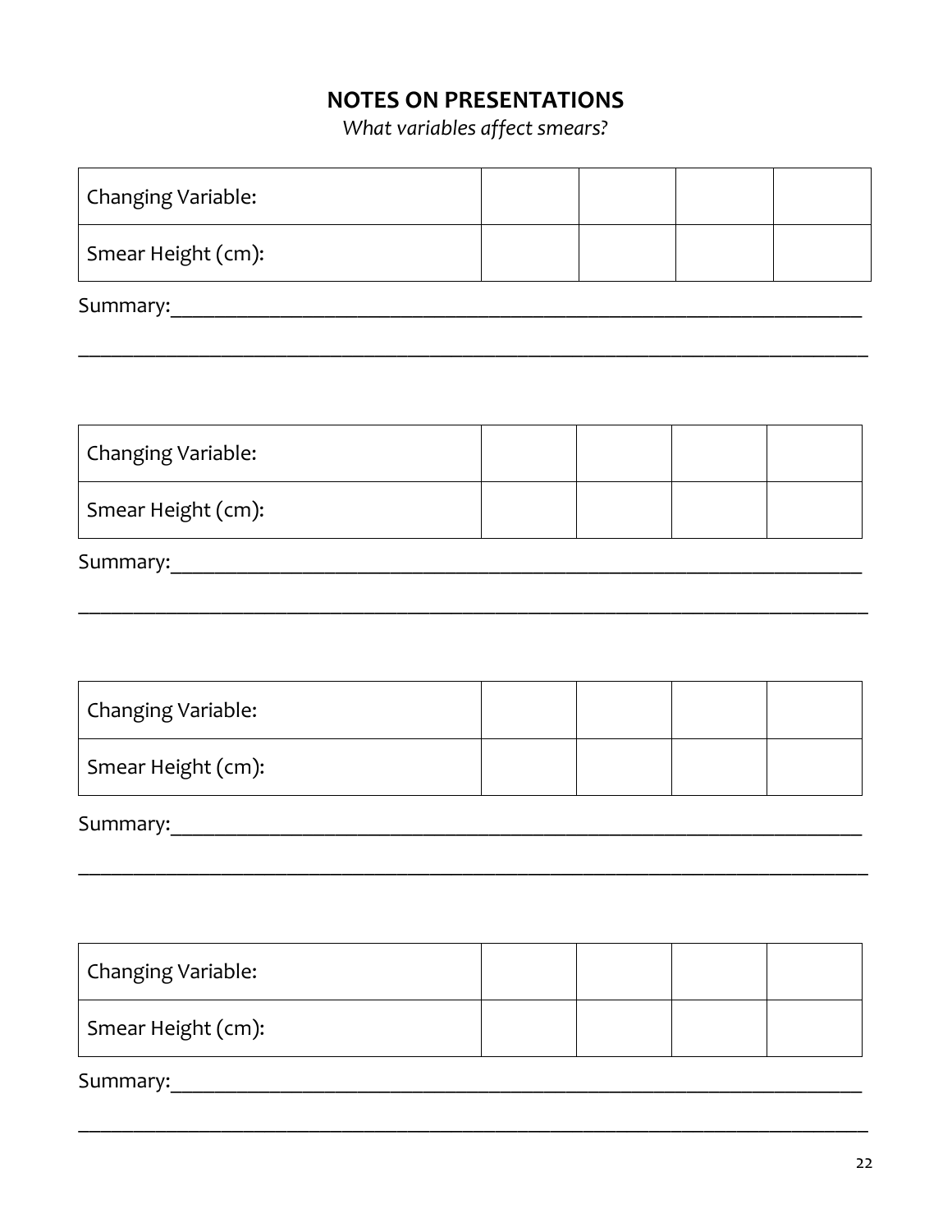## NOTES ON PRESENTATIONS

*What variables affect smears?*

| Changing Variable: | | | | |
|---|---|---|---|---|
| Smear Height (cm): | | | | |

Summary:______________________________________________________________________

______________________________________________________________________________

| Changing Variable: | | | | |
|---|---|---|---|---|
| Smear Height (cm): | | | | |

Summary:______________________________________________________________________

______________________________________________________________________________

| Changing Variable: | | | | |
|---|---|---|---|---|
| Smear Height (cm): | | | | |

Summary:______________________________________________________________________

______________________________________________________________________________

| Changing Variable: | | | | |
|---|---|---|---|---|
| Smear Height (cm): | | | | |

Summary:______________________________________________________________________

______________________________________________________________________________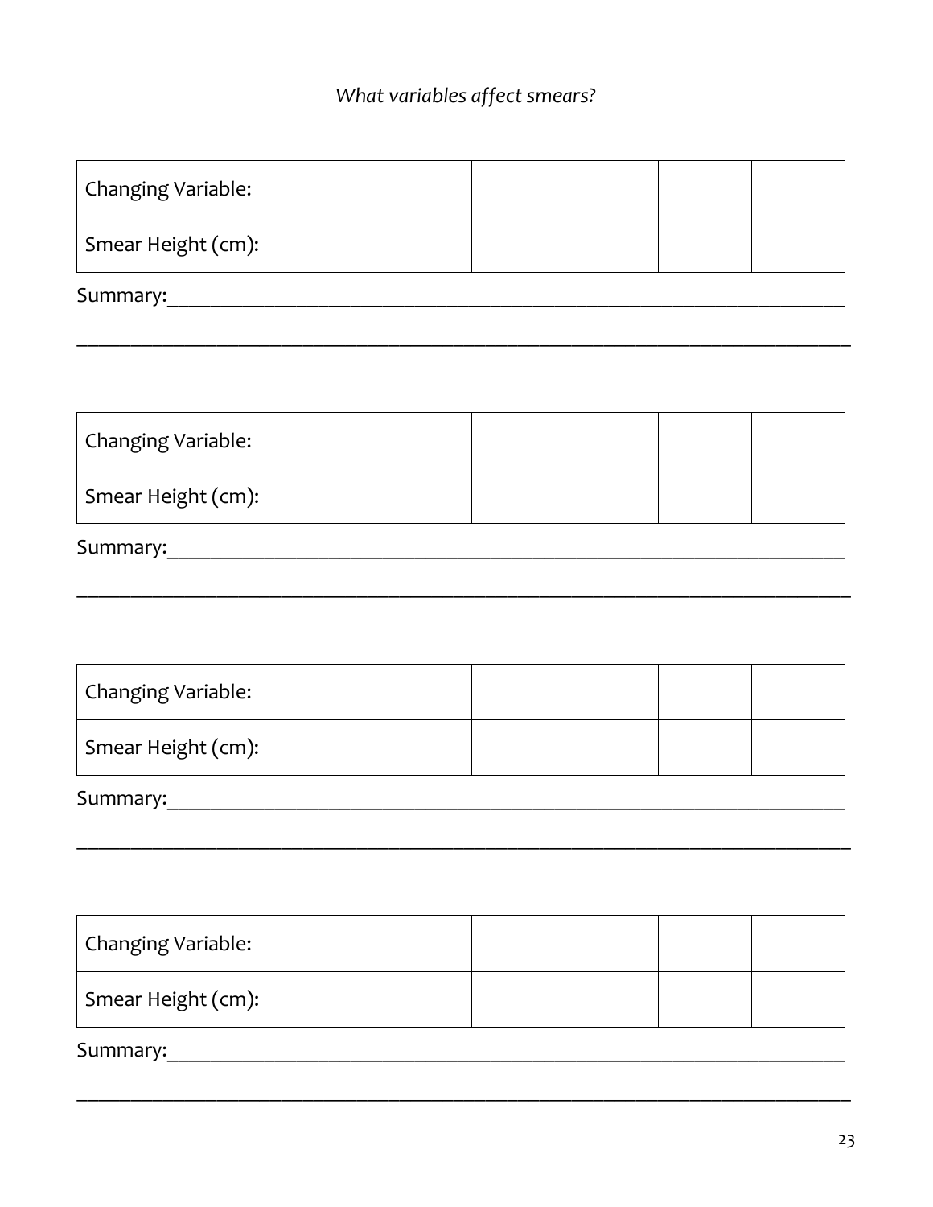*What variables affect smears?*

| Changing Variable: | | | | |
|---|---|---|---|---|
| Smear Height (cm): | | | | |

Summary:___________________________________________________________________

_____________________________________________________________________________

| Changing Variable: | | | | |
|---|---|---|---|---|
| Smear Height (cm): | | | | |

Summary:___________________________________________________________________

_____________________________________________________________________________

| Changing Variable: | | | | |
|---|---|---|---|---|
| Smear Height (cm): | | | | |

Summary:___________________________________________________________________

_____________________________________________________________________________

| Changing Variable: | | | | |
|---|---|---|---|---|
| Smear Height (cm): | | | | |

Summary:___________________________________________________________________

_____________________________________________________________________________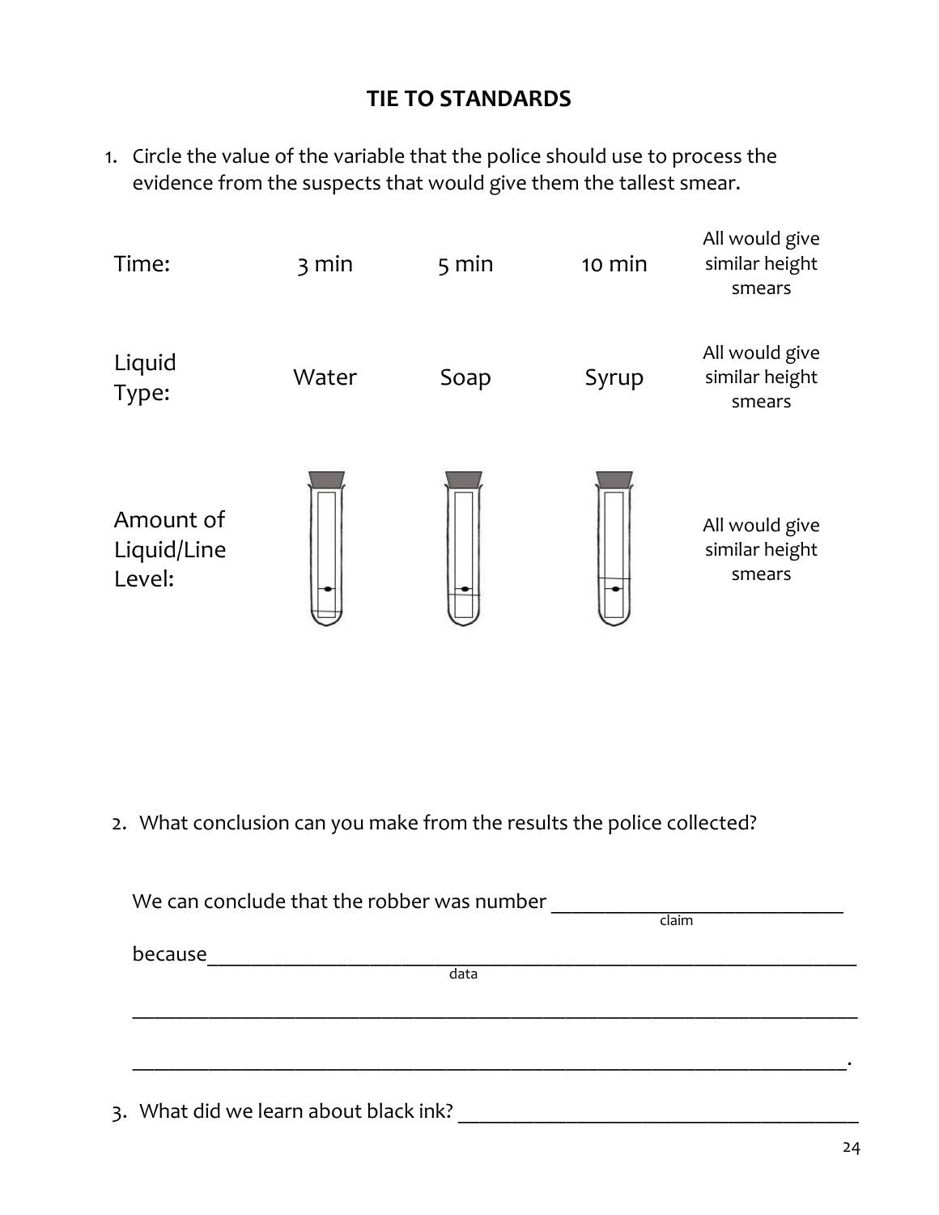## TIE TO STANDARDS

1. Circle the value of the variable that the police should use to process the evidence from the suspects that would give them the tallest smear.

| | | | | |
|---|---|---|---|---|
| Time: | 3 min | 5 min | 10 min | All would give similar height smears |
| Liquid Type: | Water | Soap | Syrup | All would give similar height smears |
| Amount of Liquid/Line Level: | | | | All would give similar height smears |

2. What conclusion can you make from the results the police collected?

We can conclude that the robber was number ___________________________ (claim)

because_____________________________________________________________ (data)

_____________________________________________________________________

_____________________________________________________________________.

3. What did we learn about black ink? ______________________________________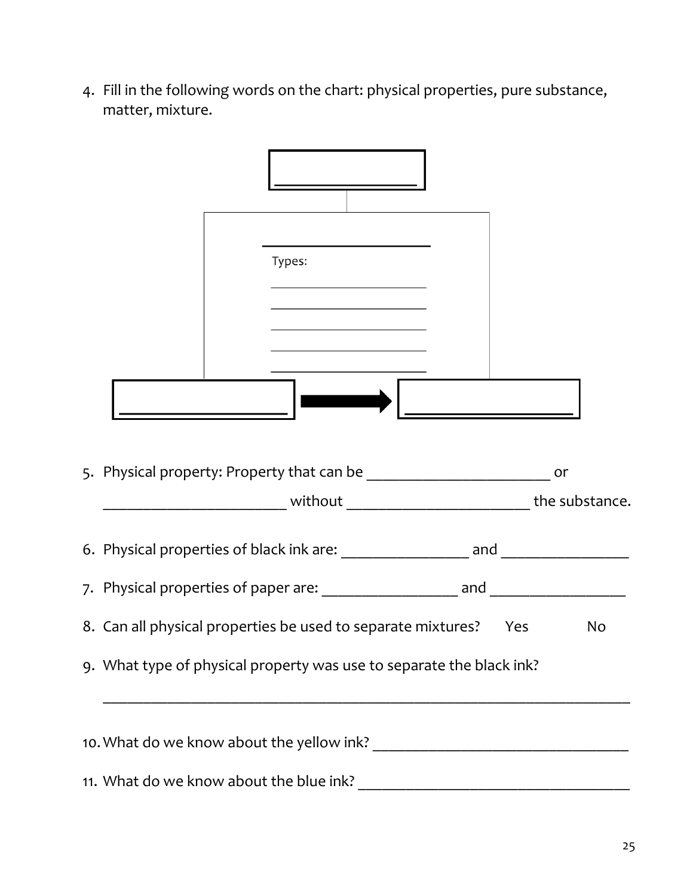4. Fill in the following words on the chart: physical properties, pure substance, matter, mixture.

________________

________________

Types:

________________

________________

________________

________________

________________

________________ → ________________

5. Physical property: Property that can be ______________________ or ______________________ without ______________________ the substance.

6. Physical properties of black ink are: _______________ and _______________

7. Physical properties of paper are: ________________ and ________________

8. Can all physical properties be used to separate mixtures? Yes No

9. What type of physical property was use to separate the black ink?

_________________________________________________________________

10. What do we know about the yellow ink? ______________________________

11. What do we know about the blue ink? ________________________________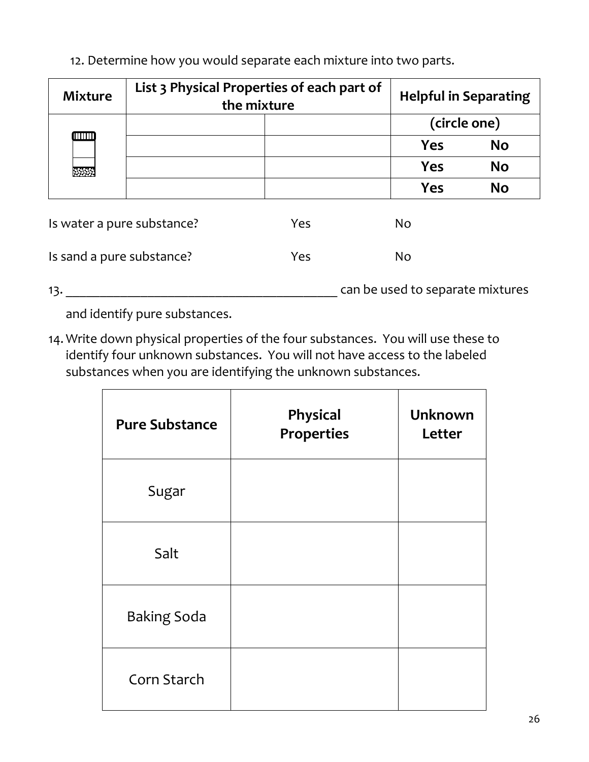12. Determine how you would separate each mixture into two parts.

| Mixture | List 3 Physical Properties of each part of the mixture | | Helpful in Separating | |
|---|---|---|---|---|
| | | | (circle one) | |
| | | | Yes | No |
| | | | Yes | No |
| | | | Yes | No |

Is water a pure substance? Yes No

Is sand a pure substance? Yes No

13. ________________________________________ can be used to separate mixtures and identify pure substances.

14. Write down physical properties of the four substances. You will use these to identify four unknown substances. You will not have access to the labeled substances when you are identifying the unknown substances.

| Pure Substance | Physical Properties | Unknown Letter |
|---|---|---|
| Sugar | | |
| Salt | | |
| Baking Soda | | |
| Corn Starch | | |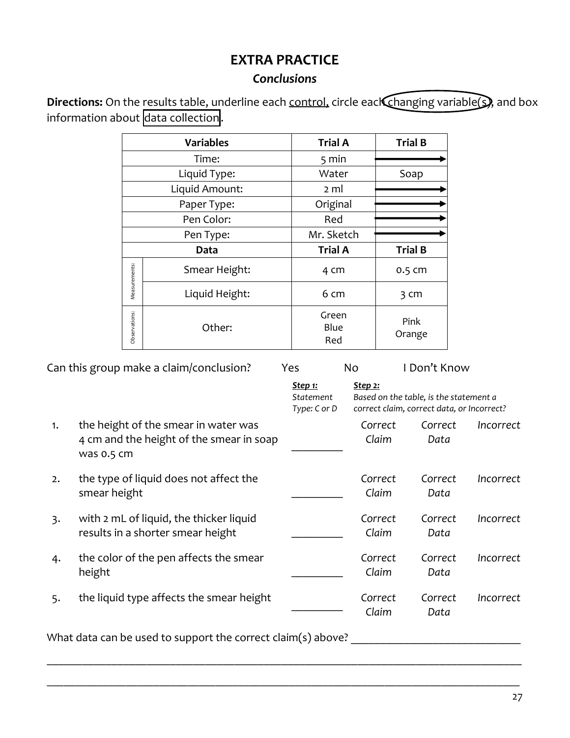# EXTRA PRACTICE

## *Conclusions*

**Directions:** On the results table, underline each <u>control,</u> circle each changing variable(s), and box information about data collection.

| Variables | | Trial A | Trial B |
|---|---|---|---|
| Time: | | 5 min | → |
| Liquid Type: | | Water | Soap |
| Liquid Amount: | | 2 ml | → |
| Paper Type: | | Original | → |
| Pen Color: | | Red | → |
| Pen Type: | | Mr. Sketch | → |
| **Data** | | **Trial A** | **Trial B** |
| Measurements: | Smear Height: | 4 cm | 0.5 cm |
| | Liquid Height: | 6 cm | 3 cm |
| Observations: | Other: | Green<br>Blue<br>Red | Pink<br>Orange |

Can this group make a claim/conclusion? Yes No I Don't Know

| | | ***Step 1:*** *Statement Type: C or D* | ***Step 2:*** *Based on the table, is the statement a correct claim, correct data, or Incorrect?* | | |
|---|---|---|---|---|---|
| 1. | the height of the smear in water was 4 cm and the height of the smear in soap was 0.5 cm | _________ | *Correct Claim* | *Correct Data* | *Incorrect* |
| 2. | the type of liquid does not affect the smear height | _________ | *Correct Claim* | *Correct Data* | *Incorrect* |
| 3. | with 2 mL of liquid, the thicker liquid results in a shorter smear height | _________ | *Correct Claim* | *Correct Data* | *Incorrect* |
| 4. | the color of the pen affects the smear height | _________ | *Correct Claim* | *Correct Data* | *Incorrect* |
| 5. | the liquid type affects the smear height | _________ | *Correct Claim* | *Correct Data* | *Incorrect* |

What data can be used to support the correct claim(s) above? ______________________________

_____________________________________________________________________________________

_____________________________________________________________________________________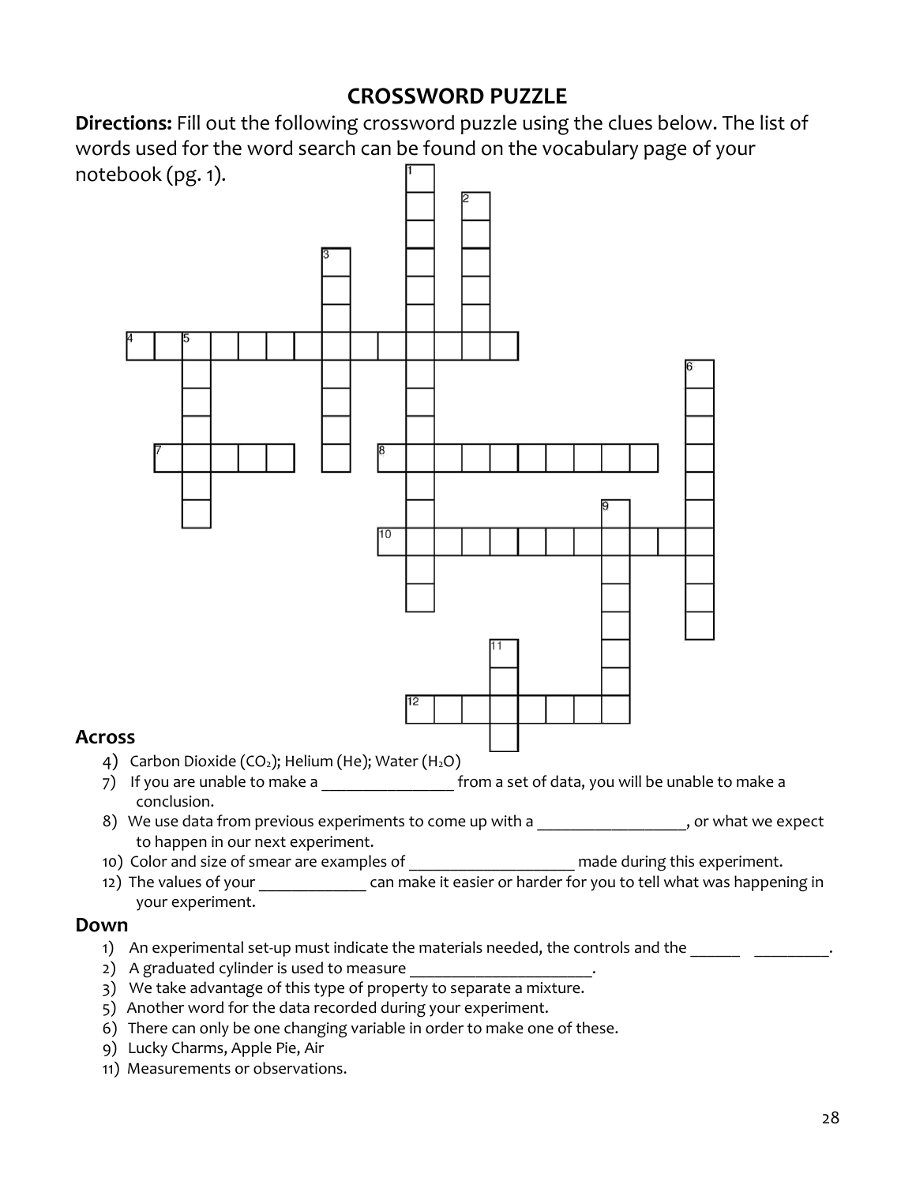# CROSSWORD PUZZLE

**Directions:** Fill out the following crossword puzzle using the clues below. The list of words used for the word search can be found on the vocabulary page of your notebook (pg. 1).

## Across

4) Carbon Dioxide ($CO_2$); Helium (He); Water ($H_2O$)

7) If you are unable to make a ________________ from a set of data, you will be unable to make a conclusion.

8) We use data from previous experiments to come up with a __________________, or what we expect to happen in our next experiment.

10) Color and size of smear are examples of ____________________ made during this experiment.

12) The values of your _____________ can make it easier or harder for you to tell what was happening in your experiment.

## Down

1) An experimental set-up must indicate the materials needed, the controls and the ______ _________.

2) A graduated cylinder is used to measure ______________________.

3) We take advantage of this type of property to separate a mixture.

5) Another word for the data recorded during your experiment.

6) There can only be one changing variable in order to make one of these.

9) Lucky Charms, Apple Pie, Air

11) Measurements or observations.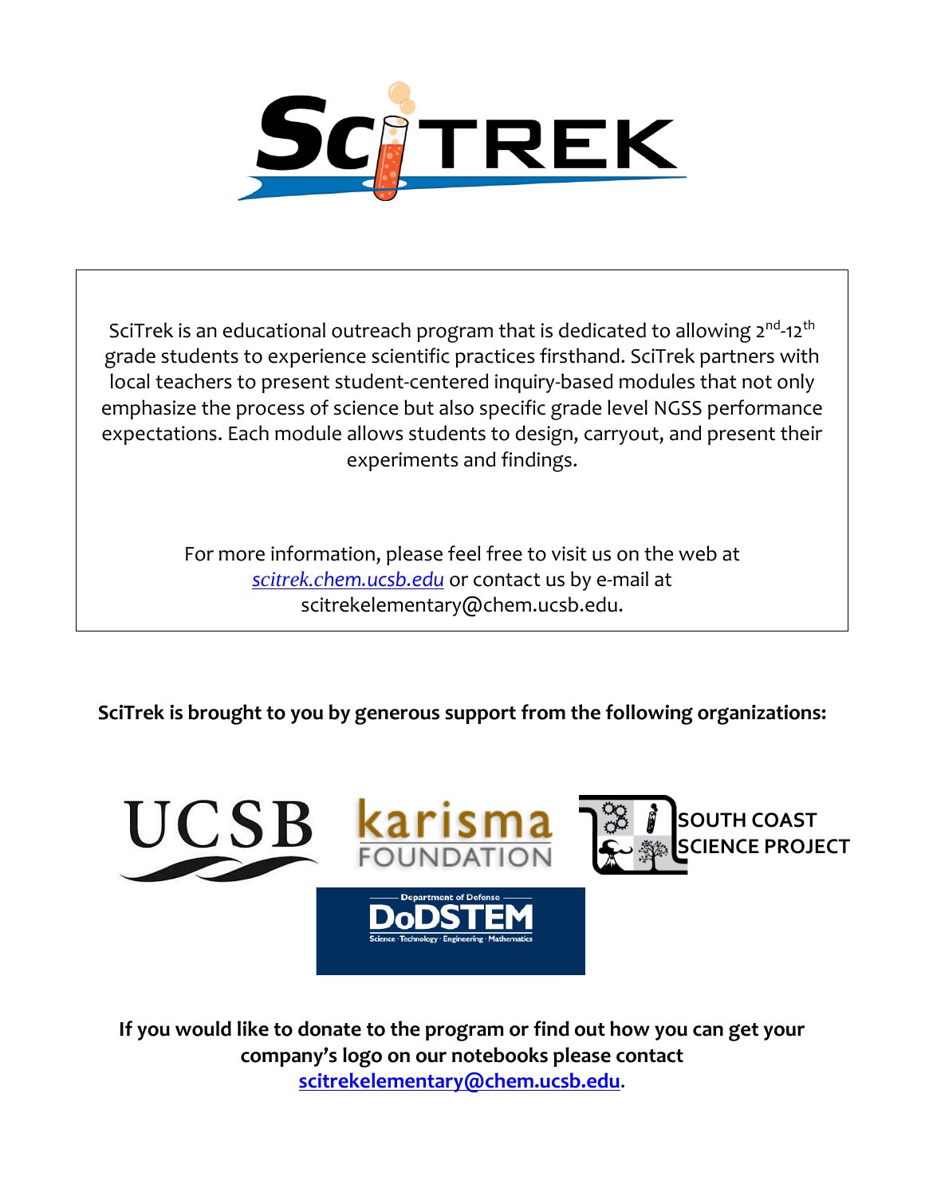SciTrek is an educational outreach program that is dedicated to allowing 2nd-12th grade students to experience scientific practices firsthand. SciTrek partners with local teachers to present student-centered inquiry-based modules that not only emphasize the process of science but also specific grade level NGSS performance expectations. Each module allows students to design, carryout, and present their experiments and findings.

For more information, please feel free to visit us on the web at *scitrek.chem.ucsb.edu* or contact us by e-mail at scitrekelementary@chem.ucsb.edu.

**SciTrek is brought to you by generous support from the following organizations:**

UCSB

karisma FOUNDATION

SOUTH COAST SCIENCE PROJECT

Department of Defense DoDSTEM Science · Technology · Engineering · Mathematics

**If you would like to donate to the program or find out how you can get your company's logo on our notebooks please contact scitrekelementary@chem.ucsb.edu.**